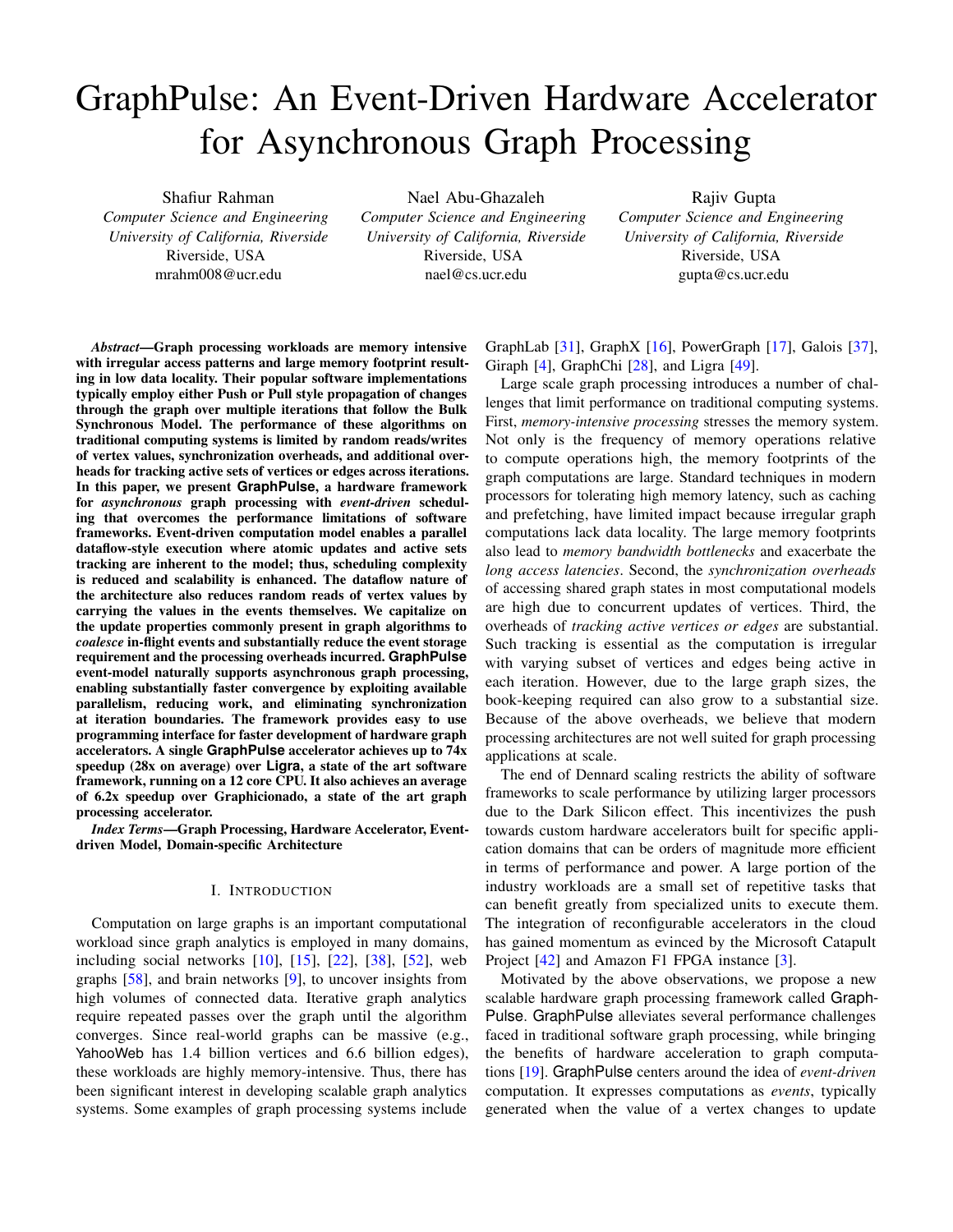# GraphPulse: An Event-Driven Hardware Accelerator for Asynchronous Graph Processing

Shafiur Rahman
*Computer Science and Engineering*
*University of California, Riverside*
Riverside, USA
mrahm008@ucr.edu

Nael Abu-Ghazaleh
*Computer Science and Engineering*
*University of California, Riverside*
Riverside, USA
nael@cs.ucr.edu

Rajiv Gupta
*Computer Science and Engineering*
*University of California, Riverside*
Riverside, USA
gupta@cs.ucr.edu

***Abstract*—Graph processing workloads are memory intensive with irregular access patterns and large memory footprint resulting in low data locality. Their popular software implementations typically employ either Push or Pull style propagation of changes through the graph over multiple iterations that follow the Bulk Synchronous Model. The performance of these algorithms on traditional computing systems is limited by random reads/writes of vertex values, synchronization overheads, and additional overheads for tracking active sets of vertices or edges across iterations. In this paper, we present GraphPulse, a hardware framework for *asynchronous* graph processing with *event-driven* scheduling that overcomes the performance limitations of software frameworks. Event-driven computation model enables a parallel dataflow-style execution where atomic updates and active sets tracking are inherent to the model; thus, scheduling complexity is reduced and scalability is enhanced. The dataflow nature of the architecture also reduces random reads of vertex values by carrying the values in the events themselves. We capitalize on the update properties commonly present in graph algorithms to *coalesce* in-flight events and substantially reduce the event storage requirement and the processing overheads incurred. GraphPulse event-model naturally supports asynchronous graph processing, enabling substantially faster convergence by exploiting available parallelism, reducing work, and eliminating synchronization at iteration boundaries. The framework provides easy to use programming interface for faster development of hardware graph accelerators. A single GraphPulse accelerator achieves up to 74x speedup (28x on average) over Ligra, a state of the art software framework, running on a 12 core CPU. It also achieves an average of 6.2x speedup over Graphicionado, a state of the art graph processing accelerator.**

***Index Terms*—Graph Processing, Hardware Accelerator, Event-driven Model, Domain-specific Architecture**

## I. Introduction

Computation on large graphs is an important computational workload since graph analytics is employed in many domains, including social networks [10], [15], [22], [38], [52], web graphs [58], and brain networks [9], to uncover insights from high volumes of connected data. Iterative graph analytics require repeated passes over the graph until the algorithm converges. Since real-world graphs can be massive (e.g., YahooWeb has 1.4 billion vertices and 6.6 billion edges), these workloads are highly memory-intensive. Thus, there has been significant interest in developing scalable graph analytics systems. Some examples of graph processing systems include GraphLab [31], GraphX [16], PowerGraph [17], Galois [37], Giraph [4], GraphChi [28], and Ligra [49].

Large scale graph processing introduces a number of challenges that limit performance on traditional computing systems. First, *memory-intensive processing* stresses the memory system. Not only is the frequency of memory operations relative to compute operations high, the memory footprints of the graph computations are large. Standard techniques in modern processors for tolerating high memory latency, such as caching and prefetching, have limited impact because irregular graph computations lack data locality. The large memory footprints also lead to *memory bandwidth bottlenecks* and exacerbate the *long access latencies*. Second, the *synchronization overheads* of accessing shared graph states in most computational models are high due to concurrent updates of vertices. Third, the overheads of *tracking active vertices or edges* are substantial. Such tracking is essential as the computation is irregular with varying subset of vertices and edges being active in each iteration. However, due to the large graph sizes, the book-keeping required can also grow to a substantial size. Because of the above overheads, we believe that modern processing architectures are not well suited for graph processing applications at scale.

The end of Dennard scaling restricts the ability of software frameworks to scale performance by utilizing larger processors due to the Dark Silicon effect. This incentivizes the push towards custom hardware accelerators built for specific application domains that can be orders of magnitude more efficient in terms of performance and power. A large portion of the industry workloads are a small set of repetitive tasks that can benefit greatly from specialized units to execute them. The integration of reconfigurable accelerators in the cloud has gained momentum as evinced by the Microsoft Catapult Project [42] and Amazon F1 FPGA instance [3].

Motivated by the above observations, we propose a new scalable hardware graph processing framework called GraphPulse. GraphPulse alleviates several performance challenges faced in traditional software graph processing, while bringing the benefits of hardware acceleration to graph computations [19]. GraphPulse centers around the idea of *event-driven* computation. It expresses computations as *events*, typically generated when the value of a vertex changes to update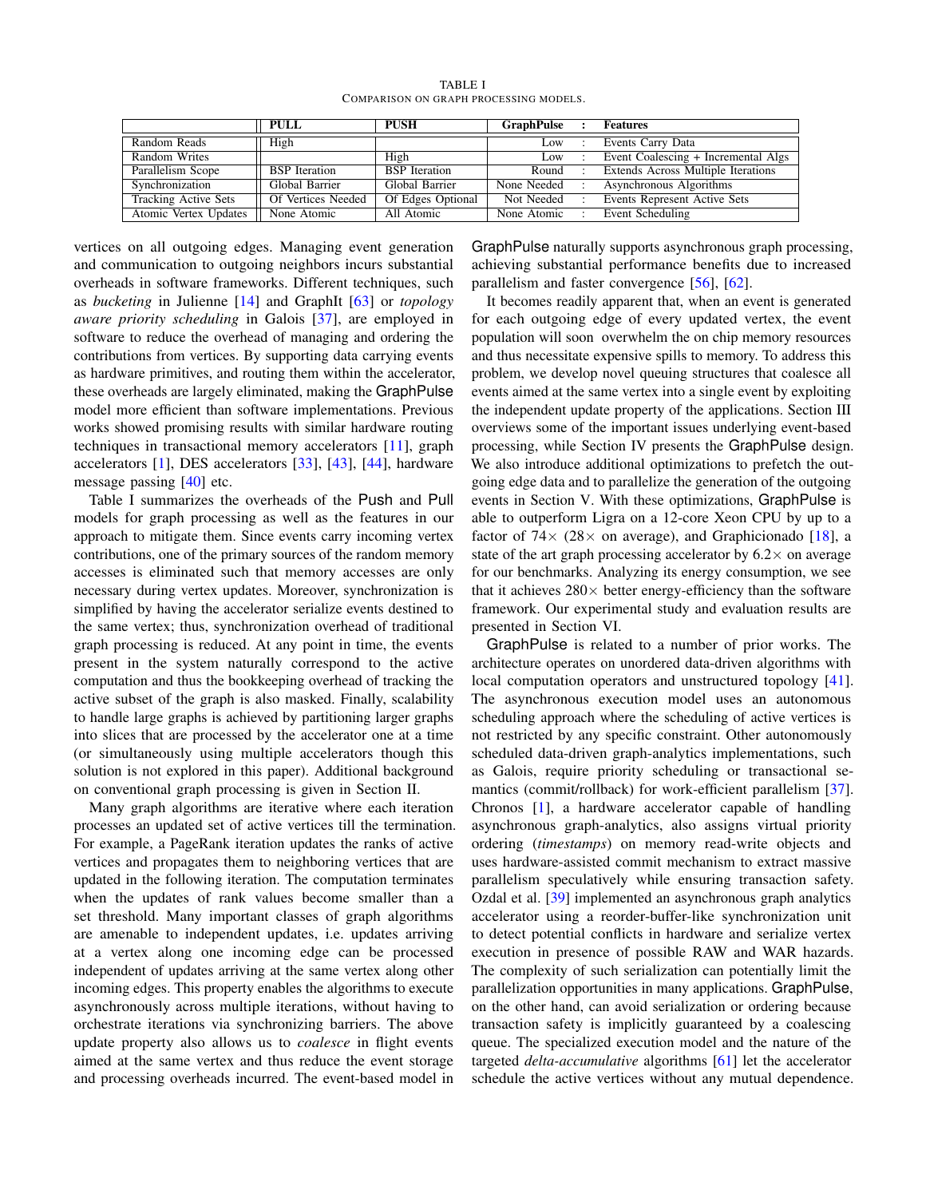TABLE I
COMPARISON ON GRAPH PROCESSING MODELS.

| | PULL | PUSH | GraphPulse | : | Features |
|---|---|---|---|---|---|
| Random Reads | High | | Low | : | Events Carry Data |
| Random Writes | | High | Low | : | Event Coalescing + Incremental Algs |
| Parallelism Scope | BSP Iteration | BSP Iteration | Round | : | Extends Across Multiple Iterations |
| Synchronization | Global Barrier | Global Barrier | None Needed | : | Asynchronous Algorithms |
| Tracking Active Sets | Of Vertices Needed | Of Edges Optional | Not Needed | : | Events Represent Active Sets |
| Atomic Vertex Updates | None Atomic | All Atomic | None Atomic | : | Event Scheduling |

vertices on all outgoing edges. Managing event generation and communication to outgoing neighbors incurs substantial overheads in software frameworks. Different techniques, such as *bucketing* in Julienne [14] and GraphIt [63] or *topology aware priority scheduling* in Galois [37], are employed in software to reduce the overhead of managing and ordering the contributions from vertices. By supporting data carrying events as hardware primitives, and routing them within the accelerator, these overheads are largely eliminated, making the GraphPulse model more efficient than software implementations. Previous works showed promising results with similar hardware routing techniques in transactional memory accelerators [11], graph accelerators [1], DES accelerators [33], [43], [44], hardware message passing [40] etc.

Table I summarizes the overheads of the Push and Pull models for graph processing as well as the features in our approach to mitigate them. Since events carry incoming vertex contributions, one of the primary sources of the random memory accesses is eliminated such that memory accesses are only necessary during vertex updates. Moreover, synchronization is simplified by having the accelerator serialize events destined to the same vertex; thus, synchronization overhead of traditional graph processing is reduced. At any point in time, the events present in the system naturally correspond to the active computation and thus the bookkeeping overhead of tracking the active subset of the graph is also masked. Finally, scalability to handle large graphs is achieved by partitioning larger graphs into slices that are processed by the accelerator one at a time (or simultaneously using multiple accelerators though this solution is not explored in this paper). Additional background on conventional graph processing is given in Section II.

Many graph algorithms are iterative where each iteration processes an updated set of active vertices till the termination. For example, a PageRank iteration updates the ranks of active vertices and propagates them to neighboring vertices that are updated in the following iteration. The computation terminates when the updates of rank values become smaller than a set threshold. Many important classes of graph algorithms are amenable to independent updates, i.e. updates arriving at a vertex along one incoming edge can be processed independent of updates arriving at the same vertex along other incoming edges. This property enables the algorithms to execute asynchronously across multiple iterations, without having to orchestrate iterations via synchronizing barriers. The above update property also allows us to *coalesce* in flight events aimed at the same vertex and thus reduce the event storage and processing overheads incurred. The event-based model in GraphPulse naturally supports asynchronous graph processing, achieving substantial performance benefits due to increased parallelism and faster convergence [56], [62].

It becomes readily apparent that, when an event is generated for each outgoing edge of every updated vertex, the event population will soon overwhelm the on chip memory resources and thus necessitate expensive spills to memory. To address this problem, we develop novel queuing structures that coalesce all events aimed at the same vertex into a single event by exploiting the independent update property of the applications. Section III overviews some of the important issues underlying event-based processing, while Section IV presents the GraphPulse design. We also introduce additional optimizations to prefetch the outgoing edge data and to parallelize the generation of the outgoing events in Section V. With these optimizations, GraphPulse is able to outperform Ligra on a 12-core Xeon CPU by up to a factor of 74× (28× on average), and Graphicionado [18], a state of the art graph processing accelerator by 6.2× on average for our benchmarks. Analyzing its energy consumption, we see that it achieves 280× better energy-efficiency than the software framework. Our experimental study and evaluation results are presented in Section VI.

GraphPulse is related to a number of prior works. The architecture operates on unordered data-driven algorithms with local computation operators and unstructured topology [41]. The asynchronous execution model uses an autonomous scheduling approach where the scheduling of active vertices is not restricted by any specific constraint. Other autonomously scheduled data-driven graph-analytics implementations, such as Galois, require priority scheduling or transactional semantics (commit/rollback) for work-efficient parallelism [37]. Chronos [1], a hardware accelerator capable of handling asynchronous graph-analytics, also assigns virtual priority ordering (*timestamps*) on memory read-write objects and uses hardware-assisted commit mechanism to extract massive parallelism speculatively while ensuring transaction safety. Ozdal et al. [39] implemented an asynchronous graph analytics accelerator using a reorder-buffer-like synchronization unit to detect potential conflicts in hardware and serialize vertex execution in presence of possible RAW and WAR hazards. The complexity of such serialization can potentially limit the parallelization opportunities in many applications. GraphPulse, on the other hand, can avoid serialization or ordering because transaction safety is implicitly guaranteed by a coalescing queue. The specialized execution model and the nature of the targeted *delta-accumulative* algorithms [61] let the accelerator schedule the active vertices without any mutual dependence.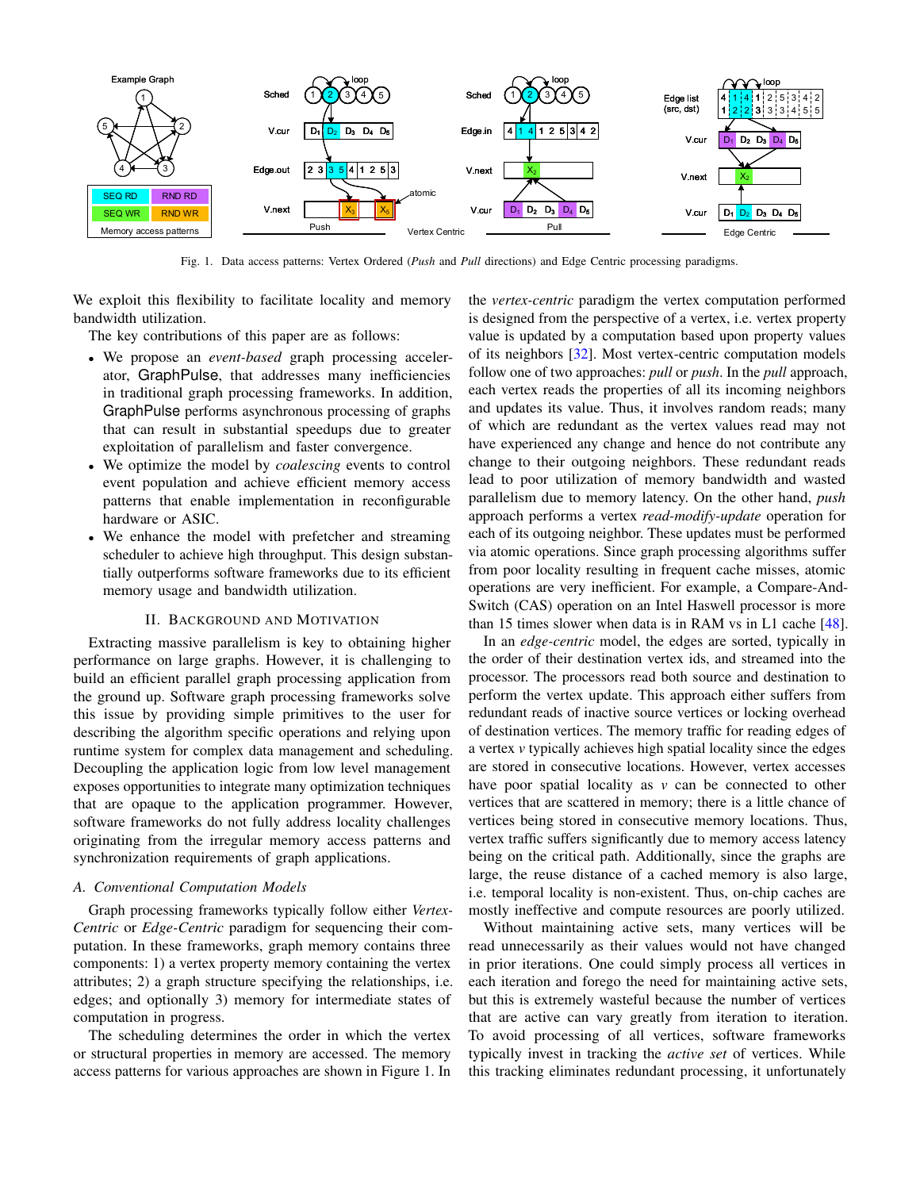Fig. 1. Data access patterns: Vertex Ordered (*Push* and *Pull* directions) and Edge Centric processing paradigms.

We exploit this flexibility to facilitate locality and memory bandwidth utilization.

The key contributions of this paper are as follows:

- We propose an *event-based* graph processing accelerator, GraphPulse, that addresses many inefficiencies in traditional graph processing frameworks. In addition, GraphPulse performs asynchronous processing of graphs that can result in substantial speedups due to greater exploitation of parallelism and faster convergence.
- We optimize the model by *coalescing* events to control event population and achieve efficient memory access patterns that enable implementation in reconfigurable hardware or ASIC.
- We enhance the model with prefetcher and streaming scheduler to achieve high throughput. This design substantially outperforms software frameworks due to its efficient memory usage and bandwidth utilization.

## II. Background and Motivation

Extracting massive parallelism is key to obtaining higher performance on large graphs. However, it is challenging to build an efficient parallel graph processing application from the ground up. Software graph processing frameworks solve this issue by providing simple primitives to the user for describing the algorithm specific operations and relying upon runtime system for complex data management and scheduling. Decoupling the application logic from low level management exposes opportunities to integrate many optimization techniques that are opaque to the application programmer. However, software frameworks do not fully address locality challenges originating from the irregular memory access patterns and synchronization requirements of graph applications.

### A. Conventional Computation Models

Graph processing frameworks typically follow either *Vertex-Centric* or *Edge-Centric* paradigm for sequencing their computation. In these frameworks, graph memory contains three components: 1) a vertex property memory containing the vertex attributes; 2) a graph structure specifying the relationships, i.e. edges; and optionally 3) memory for intermediate states of computation in progress.

The scheduling determines the order in which the vertex or structural properties in memory are accessed. The memory access patterns for various approaches are shown in Figure 1. In the *vertex-centric* paradigm the vertex computation performed is designed from the perspective of a vertex, i.e. vertex property value is updated by a computation based upon property values of its neighbors [32]. Most vertex-centric computation models follow one of two approaches: *pull* or *push*. In the *pull* approach, each vertex reads the properties of all its incoming neighbors and updates its value. Thus, it involves random reads; many of which are redundant as the vertex values read may not have experienced any change and hence do not contribute any change to their outgoing neighbors. These redundant reads lead to poor utilization of memory bandwidth and wasted parallelism due to memory latency. On the other hand, *push* approach performs a vertex *read-modify-update* operation for each of its outgoing neighbor. These updates must be performed via atomic operations. Since graph processing algorithms suffer from poor locality resulting in frequent cache misses, atomic operations are very inefficient. For example, a Compare-And-Switch (CAS) operation on an Intel Haswell processor is more than 15 times slower when data is in RAM vs in L1 cache [48].

In an *edge-centric* model, the edges are sorted, typically in the order of their destination vertex ids, and streamed into the processor. The processors read both source and destination to perform the vertex update. This approach either suffers from redundant reads of inactive source vertices or locking overhead of destination vertices. The memory traffic for reading edges of a vertex $v$ typically achieves high spatial locality since the edges are stored in consecutive locations. However, vertex accesses have poor spatial locality as $v$ can be connected to other vertices that are scattered in memory; there is a little chance of vertices being stored in consecutive memory locations. Thus, vertex traffic suffers significantly due to memory access latency being on the critical path. Additionally, since the graphs are large, the reuse distance of a cached memory is also large, i.e. temporal locality is non-existent. Thus, on-chip caches are mostly ineffective and compute resources are poorly utilized.

Without maintaining active sets, many vertices will be read unnecessarily as their values would not have changed in prior iterations. One could simply process all vertices in each iteration and forego the need for maintaining active sets, but this is extremely wasteful because the number of vertices that are active can vary greatly from iteration to iteration. To avoid processing of all vertices, software frameworks typically invest in tracking the *active set* of vertices. While this tracking eliminates redundant processing, it unfortunately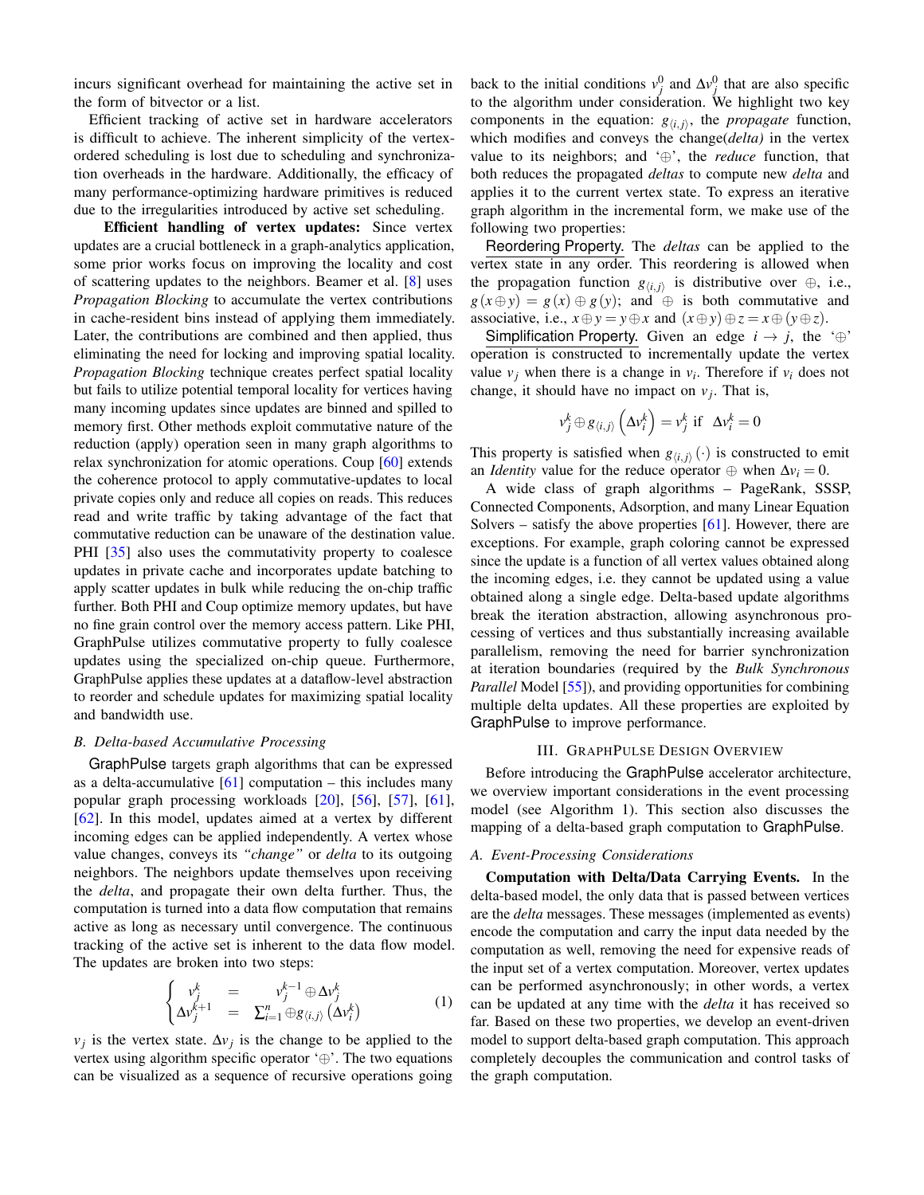incurs significant overhead for maintaining the active set in the form of bitvector or a list.

Efficient tracking of active set in hardware accelerators is difficult to achieve. The inherent simplicity of the vertex-ordered scheduling is lost due to scheduling and synchronization overheads in the hardware. Additionally, the efficacy of many performance-optimizing hardware primitives is reduced due to the irregularities introduced by active set scheduling.

**Efficient handling of vertex updates:** Since vertex updates are a crucial bottleneck in a graph-analytics application, some prior works focus on improving the locality and cost of scattering updates to the neighbors. Beamer et al. [8] uses *Propagation Blocking* to accumulate the vertex contributions in cache-resident bins instead of applying them immediately. Later, the contributions are combined and then applied, thus eliminating the need for locking and improving spatial locality. *Propagation Blocking* technique creates perfect spatial locality but fails to utilize potential temporal locality for vertices having many incoming updates since updates are binned and spilled to memory first. Other methods exploit commutative nature of the reduction (apply) operation seen in many graph algorithms to relax synchronization for atomic operations. Coup [60] extends the coherence protocol to apply commutative-updates to local private copies only and reduce all copies on reads. This reduces read and write traffic by taking advantage of the fact that commutative reduction can be unaware of the destination value. PHI [35] also uses the commutativity property to coalesce updates in private cache and incorporates update batching to apply scatter updates in bulk while reducing the on-chip traffic further. Both PHI and Coup optimize memory updates, but have no fine grain control over the memory access pattern. Like PHI, GraphPulse utilizes commutative property to fully coalesce updates using the specialized on-chip queue. Furthermore, GraphPulse applies these updates at a dataflow-level abstraction to reorder and schedule updates for maximizing spatial locality and bandwidth use.

### B. Delta-based Accumulative Processing

GraphPulse targets graph algorithms that can be expressed as a delta-accumulative [61] computation – this includes many popular graph processing workloads [20], [56], [57], [61], [62]. In this model, updates aimed at a vertex by different incoming edges can be applied independently. A vertex whose value changes, conveys its *"change"* or *delta* to its outgoing neighbors. The neighbors update themselves upon receiving the *delta*, and propagate their own delta further. Thus, the computation is turned into a data flow computation that remains active as long as necessary until convergence. The continuous tracking of the active set is inherent to the data flow model. The updates are broken into two steps:

$$\begin{cases} v_j^k &= v_j^{k-1} \oplus \Delta v_j^k \\ \Delta v_j^{k+1} &= \sum_{i=1}^{n} \oplus g_{\langle i,j \rangle}\left(\Delta v_i^k\right) \end{cases} \tag{1}$$

$v_j$ is the vertex state. $\Delta v_j$ is the change to be applied to the vertex using algorithm specific operator '$\oplus$'. The two equations can be visualized as a sequence of recursive operations going back to the initial conditions $v_j^0$ and $\Delta v_j^0$ that are also specific to the algorithm under consideration. We highlight two key components in the equation: $g_{\langle i,j \rangle}$, the *propagate* function, which modifies and conveys the change(*delta*) in the vertex value to its neighbors; and '$\oplus$', the *reduce* function, that both reduces the propagated *deltas* to compute new *delta* and applies it to the current vertex state. To express an iterative graph algorithm in the incremental form, we make use of the following two properties:

Reordering Property. The *deltas* can be applied to the vertex state in any order. This reordering is allowed when the propagation function $g_{\langle i,j \rangle}$ is distributive over $\oplus$, i.e., $g(x \oplus y) = g(x) \oplus g(y)$; and $\oplus$ is both commutative and associative, i.e., $x \oplus y = y \oplus x$ and $(x \oplus y) \oplus z = x \oplus (y \oplus z)$.

Simplification Property. Given an edge $i \rightarrow j$, the '$\oplus$' operation is constructed to incrementally update the vertex value $v_j$ when there is a change in $v_i$. Therefore if $v_i$ does not change, it should have no impact on $v_j$. That is,

$$v_j^k \oplus g_{\langle i,j \rangle}\left(\Delta v_i^k\right) = v_j^k \text{ if } \Delta v_i^k = 0$$

This property is satisfied when $g_{\langle i,j \rangle}(\cdot)$ is constructed to emit an *Identity* value for the reduce operator $\oplus$ when $\Delta v_i = 0$.

A wide class of graph algorithms – PageRank, SSSP, Connected Components, Adsorption, and many Linear Equation Solvers – satisfy the above properties [61]. However, there are exceptions. For example, graph coloring cannot be expressed since the update is a function of all vertex values obtained along the incoming edges, i.e. they cannot be updated using a value obtained along a single edge. Delta-based update algorithms break the iteration abstraction, allowing asynchronous processing of vertices and thus substantially increasing available parallelism, removing the need for barrier synchronization at iteration boundaries (required by the *Bulk Synchronous Parallel* Model [55]), and providing opportunities for combining multiple delta updates. All these properties are exploited by GraphPulse to improve performance.

## III. GraphPulse Design Overview

Before introducing the GraphPulse accelerator architecture, we overview important considerations in the event processing model (see Algorithm 1). This section also discusses the mapping of a delta-based graph computation to GraphPulse.

### A. Event-Processing Considerations

**Computation with Delta/Data Carrying Events.** In the delta-based model, the only data that is passed between vertices are the *delta* messages. These messages (implemented as events) encode the computation and carry the input data needed by the computation as well, removing the need for expensive reads of the input set of a vertex computation. Moreover, vertex updates can be performed asynchronously; in other words, a vertex can be updated at any time with the *delta* it has received so far. Based on these two properties, we develop an event-driven model to support delta-based graph computation. This approach completely decouples the communication and control tasks of the graph computation.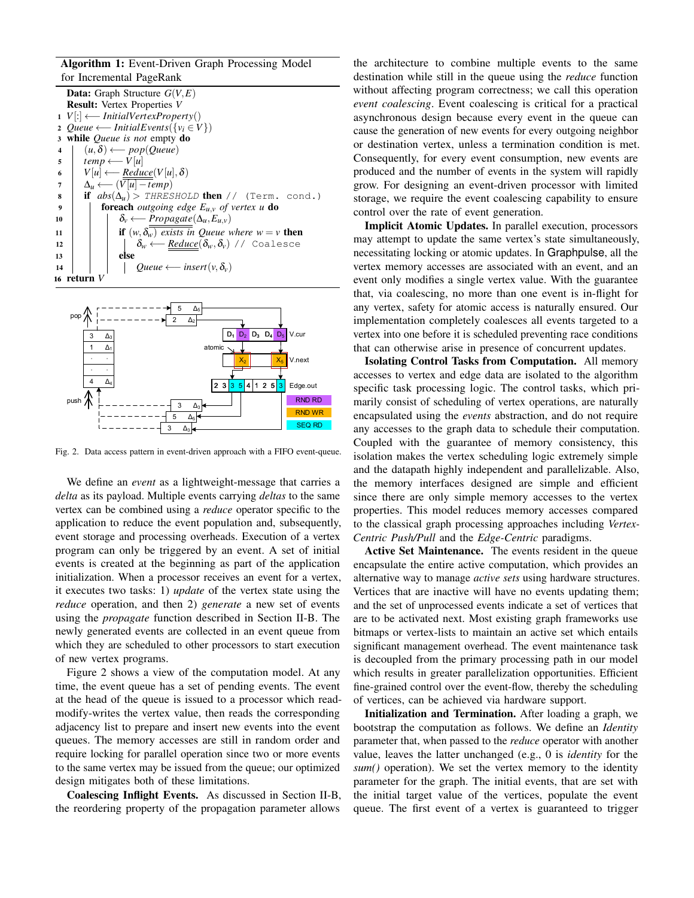**Algorithm 1:** Event-Driven Graph Processing Model for Incremental PageRank

```
   Data: Graph Structure G(V,E)
   Result: Vertex Properties V
1  V[:] ⟵ InitialVertexProperty()
2  Queue ⟵ InitialEvents({v_i ∈ V})
3  while Queue is not empty do
4  |   (u,δ) ⟵ pop(Queue)
5  |   temp ⟵ V[u]
6  |   V[u] ⟵ Reduce(V[u],δ)
7  |   Δ_u ⟵ (V[u] − temp)
8  |   if abs(Δ_u) > THRESHOLD then // (Term. cond.)
9  |   |   foreach outgoing edge E_{u,v} of vertex u do
10 |   |   |   δ_v ⟵ Propagate(Δ_u, E_{u,v})
11 |   |   |   if (w,δ_w) exists in Queue where w = v then
12 |   |   |   |   δ_w ⟵ Reduce(δ_w, δ_v) // Coalesce
13 |   |   |   else
14 |   |   |   |   Queue ⟵ insert(v, δ_v)
16 return V
```

Fig. 2. Data access pattern in event-driven approach with a FIFO event-queue.

We define an *event* as a lightweight-message that carries a *delta* as its payload. Multiple events carrying *deltas* to the same vertex can be combined using a *reduce* operator specific to the application to reduce the event population and, subsequently, event storage and processing overheads. Execution of a vertex program can only be triggered by an event. A set of initial events is created at the beginning as part of the application initialization. When a processor receives an event for a vertex, it executes two tasks: 1) *update* of the vertex state using the *reduce* operation, and then 2) *generate* a new set of events using the *propagate* function described in Section II-B. The newly generated events are collected in an event queue from which they are scheduled to other processors to start execution of new vertex programs.

Figure 2 shows a view of the computation model. At any time, the event queue has a set of pending events. The event at the head of the queue is issued to a processor which read-modify-writes the vertex value, then reads the corresponding adjacency list to prepare and insert new events into the event queues. The memory accesses are still in random order and require locking for parallel operation since two or more events to the same vertex may be issued from the queue; our optimized design mitigates both of these limitations.

**Coalescing Inflight Events.** As discussed in Section II-B, the reordering property of the propagation parameter allows the architecture to combine multiple events to the same destination while still in the queue using the *reduce* function without affecting program correctness; we call this operation *event coalescing*. Event coalescing is critical for a practical asynchronous design because every event in the queue can cause the generation of new events for every outgoing neighbor or destination vertex, unless a termination condition is met. Consequently, for every event consumption, new events are produced and the number of events in the system will rapidly grow. For designing an event-driven processor with limited storage, we require the event coalescing capability to ensure control over the rate of event generation.

**Implicit Atomic Updates.** In parallel execution, processors may attempt to update the same vertex's state simultaneously, necessitating locking or atomic updates. In Graphpulse, all the vertex memory accesses are associated with an event, and an event only modifies a single vertex value. With the guarantee that, via coalescing, no more than one event is in-flight for any vertex, safety for atomic access is naturally ensured. Our implementation completely coalesces all events targeted to a vertex into one before it is scheduled preventing race conditions that can otherwise arise in presence of concurrent updates.

**Isolating Control Tasks from Computation.** All memory accesses to vertex and edge data are isolated to the algorithm specific task processing logic. The control tasks, which primarily consist of scheduling of vertex operations, are naturally encapsulated using the *events* abstraction, and do not require any accesses to the graph data to schedule their computation. Coupled with the guarantee of memory consistency, this isolation makes the vertex scheduling logic extremely simple and the datapath highly independent and parallelizable. Also, the memory interfaces designed are simple and efficient since there are only simple memory accesses to the vertex properties. This model reduces memory accesses compared to the classical graph processing approaches like *Vertex-Centric Push/Pull* and the *Edge-Centric* paradigms.

**Active Set Maintenance.** The events resident in the queue encapsulate the entire active computation, which provides an alternative way to manage *active sets* using hardware structures. Vertices that are inactive will have no events updating them; and the set of unprocessed events indicate a set of vertices that are to be activated next. Most existing graph frameworks use bitmaps or vertex-lists to maintain an active set which entails significant management overhead. The event maintenance task is decoupled from the primary processing path in our model which results in greater parallelization opportunities. Efficient fine-grained control over the event-flow, thereby the scheduling of vertices, can be achieved via hardware support.

**Initialization and Termination.** After loading a graph, we bootstrap the computation as follows. We define an *Identity* parameter that, when passed to the *reduce* operator with another value, leaves the latter unchanged (e.g., 0 is *identity* for the *sum()* operation). We set the vertex memory to the identity parameter for the graph. The initial events, that are set with the initial target value of the vertices, populate the event queue. The first event of a vertex is guaranteed to trigger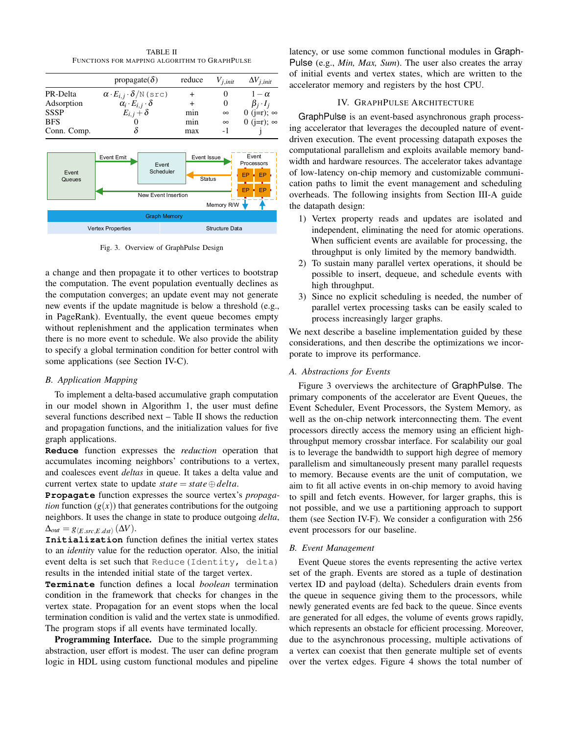TABLE II
FUNCTIONS FOR MAPPING ALGORITHM TO GRAPHPULSE

| | propagate($\delta$) | reduce | $V_{j,init}$ | $\Delta V_{j,init}$ |
|---|---|---|---|---|
| PR-Delta | $\alpha \cdot E_{i,j} \cdot \delta$/N(src) | + | 0 | $1-\alpha$ |
| Adsorption | $\alpha_i \cdot E_{i,j} \cdot \delta$ | + | 0 | $\beta_j \cdot I_j$ |
| SSSP | $E_{i,j} + \delta$ | min | $\infty$ | 0 (j=r); $\infty$ |
| BFS | 0 | min | $\infty$ | 0 (j=r); $\infty$ |
| Conn. Comp. | $\delta$ | max | -1 | j |

Fig. 3. Overview of GraphPulse Design

a change and then propagate it to other vertices to bootstrap the computation. The event population eventually declines as the computation converges; an update event may not generate new events if the update magnitude is below a threshold (e.g., in PageRank). Eventually, the event queue becomes empty without replenishment and the application terminates when there is no more event to schedule. We also provide the ability to specify a global termination condition for better control with some applications (see Section IV-C).

### *B. Application Mapping*

To implement a delta-based accumulative graph computation in our model shown in Algorithm 1, the user must define several functions described next – Table II shows the reduction and propagation functions, and the initialization values for five graph applications.

**Reduce** function expresses the *reduction* operation that accumulates incoming neighbors' contributions to a vertex, and coalesces event *deltas* in queue. It takes a delta value and current vertex state to update $state = state \oplus delta$.

**Propagate** function expresses the source vertex's *propagation* function ($g(x)$) that generates contributions for the outgoing neighbors. It uses the change in state to produce outgoing *delta*, $\Delta_{out} = g_{\langle E.src, E.dst \rangle}(\Delta V)$.

**Initialization** function defines the initial vertex states to an *identity* value for the reduction operator. Also, the initial event delta is set such that Reduce(Identity, delta) results in the intended initial state of the target vertex.

**Terminate** function defines a local *boolean* termination condition in the framework that checks for changes in the vertex state. Propagation for an event stops when the local termination condition is valid and the vertex state is unmodified. The program stops if all events have terminated locally.

**Programming Interface.** Due to the simple programming abstraction, user effort is modest. The user can define program logic in HDL using custom functional modules and pipeline latency, or use some common functional modules in GraphPulse (e.g., *Min, Max, Sum*). The user also creates the array of initial events and vertex states, which are written to the accelerator memory and registers by the host CPU.

## IV. GRAPHPULSE ARCHITECTURE

GraphPulse is an event-based asynchronous graph processing accelerator that leverages the decoupled nature of event-driven execution. The event processing datapath exposes the computational parallelism and exploits available memory bandwidth and hardware resources. The accelerator takes advantage of low-latency on-chip memory and customizable communication paths to limit the event management and scheduling overheads. The following insights from Section III-A guide the datapath design:

1) Vertex property reads and updates are isolated and independent, eliminating the need for atomic operations. When sufficient events are available for processing, the throughput is only limited by the memory bandwidth.
2) To sustain many parallel vertex operations, it should be possible to insert, dequeue, and schedule events with high throughput.
3) Since no explicit scheduling is needed, the number of parallel vertex processing tasks can be easily scaled to process increasingly larger graphs.

We next describe a baseline implementation guided by these considerations, and then describe the optimizations we incorporate to improve its performance.

### *A. Abstractions for Events*

Figure 3 overviews the architecture of GraphPulse. The primary components of the accelerator are Event Queues, the Event Scheduler, Event Processors, the System Memory, as well as the on-chip network interconnecting them. The event processors directly access the memory using an efficient high-throughput memory crossbar interface. For scalability our goal is to leverage the bandwidth to support high degree of memory parallelism and simultaneously present many parallel requests to memory. Because events are the unit of computation, we aim to fit all active events in on-chip memory to avoid having to spill and fetch events. However, for larger graphs, this is not possible, and we use a partitioning approach to support them (see Section IV-F). We consider a configuration with 256 event processors for our baseline.

### *B. Event Management*

Event Queue stores the events representing the active vertex set of the graph. Events are stored as a tuple of destination vertex ID and payload (delta). Schedulers drain events from the queue in sequence giving them to the processors, while newly generated events are fed back to the queue. Since events are generated for all edges, the volume of events grows rapidly, which represents an obstacle for efficient processing. Moreover, due to the asynchronous processing, multiple activations of a vertex can coexist that then generate multiple set of events over the vertex edges. Figure 4 shows the total number of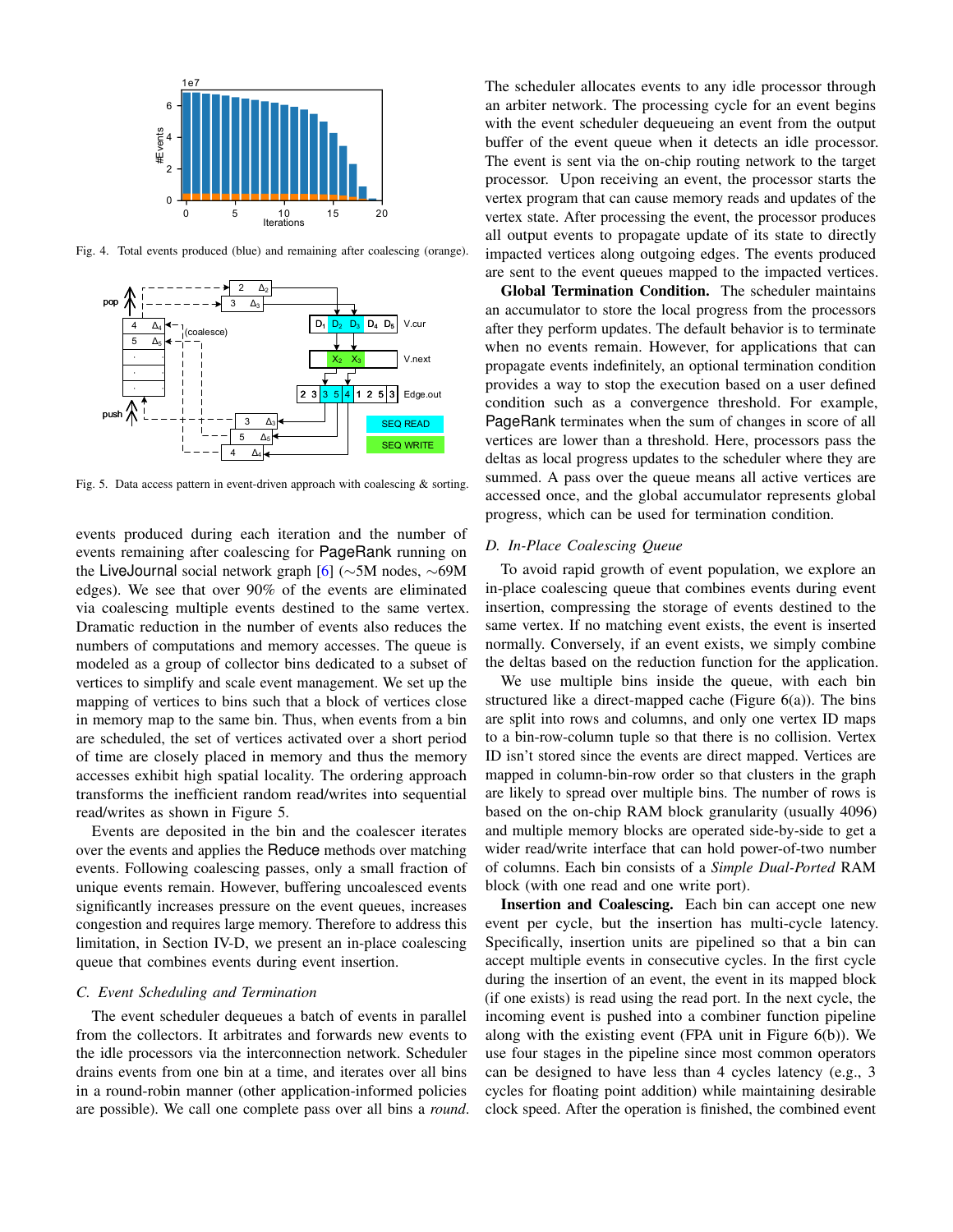Fig. 4. Total events produced (blue) and remaining after coalescing (orange).

Fig. 5. Data access pattern in event-driven approach with coalescing & sorting.

events produced during each iteration and the number of events remaining after coalescing for PageRank running on the LiveJournal social network graph [6] (∼5M nodes, ∼69M edges). We see that over 90% of the events are eliminated via coalescing multiple events destined to the same vertex. Dramatic reduction in the number of events also reduces the numbers of computations and memory accesses. The queue is modeled as a group of collector bins dedicated to a subset of vertices to simplify and scale event management. We set up the mapping of vertices to bins such that a block of vertices close in memory map to the same bin. Thus, when events from a bin are scheduled, the set of vertices activated over a short period of time are closely placed in memory and thus the memory accesses exhibit high spatial locality. The ordering approach transforms the inefficient random read/writes into sequential read/writes as shown in Figure 5.

Events are deposited in the bin and the coalescer iterates over the events and applies the Reduce methods over matching events. Following coalescing passes, only a small fraction of unique events remain. However, buffering uncoalesced events significantly increases pressure on the event queues, increases congestion and requires large memory. Therefore to address this limitation, in Section IV-D, we present an in-place coalescing queue that combines events during event insertion.

### C. Event Scheduling and Termination

The event scheduler dequeues a batch of events in parallel from the collectors. It arbitrates and forwards new events to the idle processors via the interconnection network. Scheduler drains events from one bin at a time, and iterates over all bins in a round-robin manner (other application-informed policies are possible). We call one complete pass over all bins a *round*.

The scheduler allocates events to any idle processor through an arbiter network. The processing cycle for an event begins with the event scheduler dequeueing an event from the output buffer of the event queue when it detects an idle processor. The event is sent via the on-chip routing network to the target processor. Upon receiving an event, the processor starts the vertex program that can cause memory reads and updates of the vertex state. After processing the event, the processor produces all output events to propagate update of its state to directly impacted vertices along outgoing edges. The events produced are sent to the event queues mapped to the impacted vertices.

**Global Termination Condition.** The scheduler maintains an accumulator to store the local progress from the processors after they perform updates. The default behavior is to terminate when no events remain. However, for applications that can propagate events indefinitely, an optional termination condition provides a way to stop the execution based on a user defined condition such as a convergence threshold. For example, PageRank terminates when the sum of changes in score of all vertices are lower than a threshold. Here, processors pass the deltas as local progress updates to the scheduler where they are summed. A pass over the queue means all active vertices are accessed once, and the global accumulator represents global progress, which can be used for termination condition.

### D. In-Place Coalescing Queue

To avoid rapid growth of event population, we explore an in-place coalescing queue that combines events during event insertion, compressing the storage of events destined to the same vertex. If no matching event exists, the event is inserted normally. Conversely, if an event exists, we simply combine the deltas based on the reduction function for the application.

We use multiple bins inside the queue, with each bin structured like a direct-mapped cache (Figure 6(a)). The bins are split into rows and columns, and only one vertex ID maps to a bin-row-column tuple so that there is no collision. Vertex ID isn't stored since the events are direct mapped. Vertices are mapped in column-bin-row order so that clusters in the graph are likely to spread over multiple bins. The number of rows is based on the on-chip RAM block granularity (usually 4096) and multiple memory blocks are operated side-by-side to get a wider read/write interface that can hold power-of-two number of columns. Each bin consists of a *Simple Dual-Ported* RAM block (with one read and one write port).

**Insertion and Coalescing.** Each bin can accept one new event per cycle, but the insertion has multi-cycle latency. Specifically, insertion units are pipelined so that a bin can accept multiple events in consecutive cycles. In the first cycle during the insertion of an event, the event in its mapped block (if one exists) is read using the read port. In the next cycle, the incoming event is pushed into a combiner function pipeline along with the existing event (FPA unit in Figure 6(b)). We use four stages in the pipeline since most common operators can be designed to have less than 4 cycles latency (e.g., 3 cycles for floating point addition) while maintaining desirable clock speed. After the operation is finished, the combined event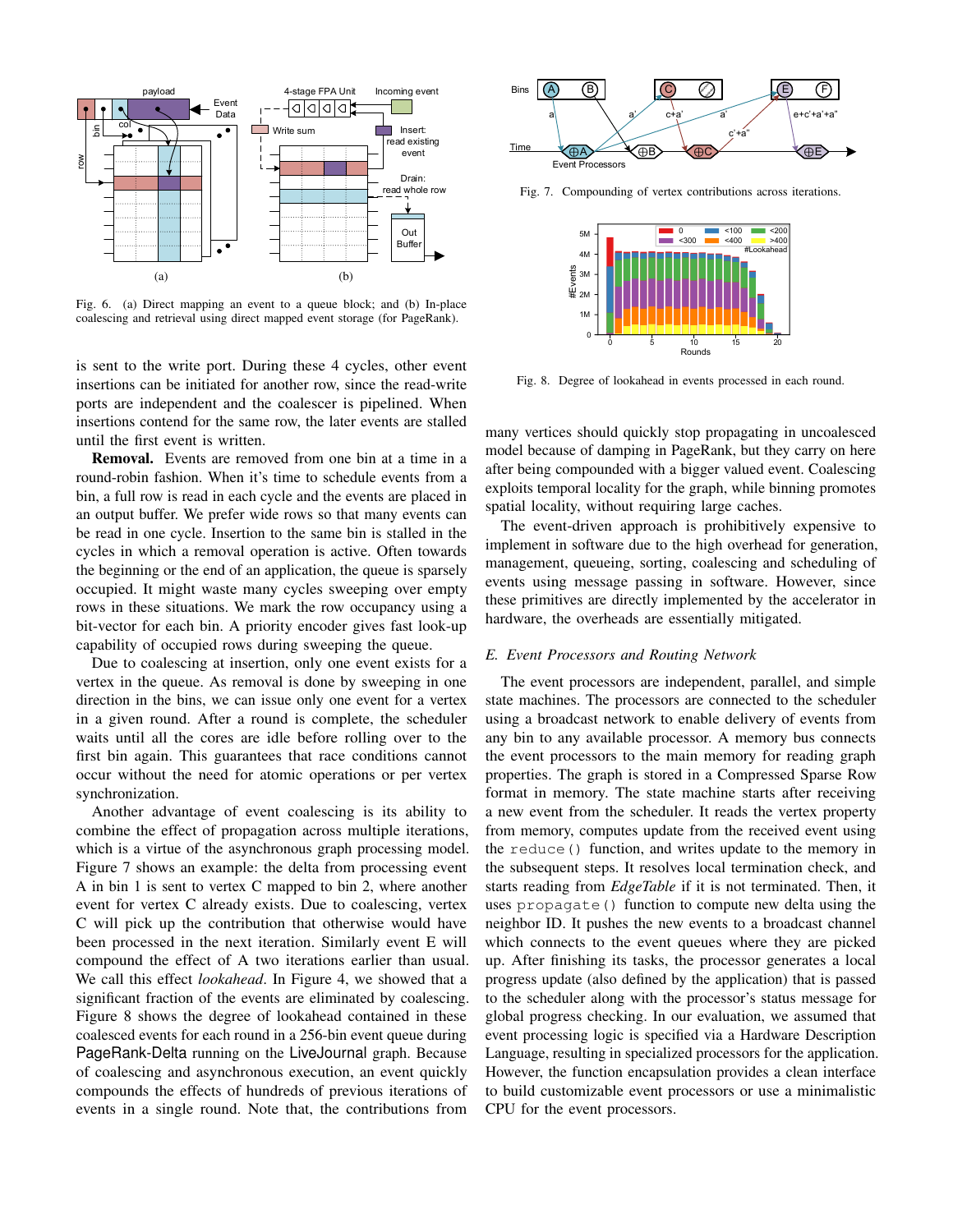Fig. 6. (a) Direct mapping an event to a queue block; and (b) In-place coalescing and retrieval using direct mapped event storage (for PageRank).

is sent to the write port. During these 4 cycles, other event insertions can be initiated for another row, since the read-write ports are independent and the coalescer is pipelined. When insertions contend for the same row, the later events are stalled until the first event is written.

**Removal.** Events are removed from one bin at a time in a round-robin fashion. When it's time to schedule events from a bin, a full row is read in each cycle and the events are placed in an output buffer. We prefer wide rows so that many events can be read in one cycle. Insertion to the same bin is stalled in the cycles in which a removal operation is active. Often towards the beginning or the end of an application, the queue is sparsely occupied. It might waste many cycles sweeping over empty rows in these situations. We mark the row occupancy using a bit-vector for each bin. A priority encoder gives fast look-up capability of occupied rows during sweeping the queue.

Due to coalescing at insertion, only one event exists for a vertex in the queue. As removal is done by sweeping in one direction in the bins, we can issue only one event for a vertex in a given round. After a round is complete, the scheduler waits until all the cores are idle before rolling over to the first bin again. This guarantees that race conditions cannot occur without the need for atomic operations or per vertex synchronization.

Another advantage of event coalescing is its ability to combine the effect of propagation across multiple iterations, which is a virtue of the asynchronous graph processing model. Figure 7 shows an example: the delta from processing event A in bin 1 is sent to vertex C mapped to bin 2, where another event for vertex C already exists. Due to coalescing, vertex C will pick up the contribution that otherwise would have been processed in the next iteration. Similarly event E will compound the effect of A two iterations earlier than usual. We call this effect *lookahead*. In Figure 4, we showed that a significant fraction of the events are eliminated by coalescing. Figure 8 shows the degree of lookahead contained in these coalesced events for each round in a 256-bin event queue during PageRank-Delta running on the LiveJournal graph. Because of coalescing and asynchronous execution, an event quickly compounds the effects of hundreds of previous iterations of events in a single round. Note that, the contributions from many vertices should quickly stop propagating in uncoalesced model because of damping in PageRank, but they carry on here after being compounded with a bigger valued event. Coalescing exploits temporal locality for the graph, while binning promotes spatial locality, without requiring large caches.

Fig. 7. Compounding of vertex contributions across iterations.

Fig. 8. Degree of lookahead in events processed in each round.

The event-driven approach is prohibitively expensive to implement in software due to the high overhead for generation, management, queueing, sorting, coalescing and scheduling of events using message passing in software. However, since these primitives are directly implemented by the accelerator in hardware, the overheads are essentially mitigated.

### E. Event Processors and Routing Network

The event processors are independent, parallel, and simple state machines. The processors are connected to the scheduler using a broadcast network to enable delivery of events from any bin to any available processor. A memory bus connects the event processors to the main memory for reading graph properties. The graph is stored in a Compressed Sparse Row format in memory. The state machine starts after receiving a new event from the scheduler. It reads the vertex property from memory, computes update from the received event using the `reduce()` function, and writes update to the memory in the subsequent steps. It resolves local termination check, and starts reading from *EdgeTable* if it is not terminated. Then, it uses `propagate()` function to compute new delta using the neighbor ID. It pushes the new events to a broadcast channel which connects to the event queues where they are picked up. After finishing its tasks, the processor generates a local progress update (also defined by the application) that is passed to the scheduler along with the processor's status message for global progress checking. In our evaluation, we assumed that event processing logic is specified via a Hardware Description Language, resulting in specialized processors for the application. However, the function encapsulation provides a clean interface to build customizable event processors or use a minimalistic CPU for the event processors.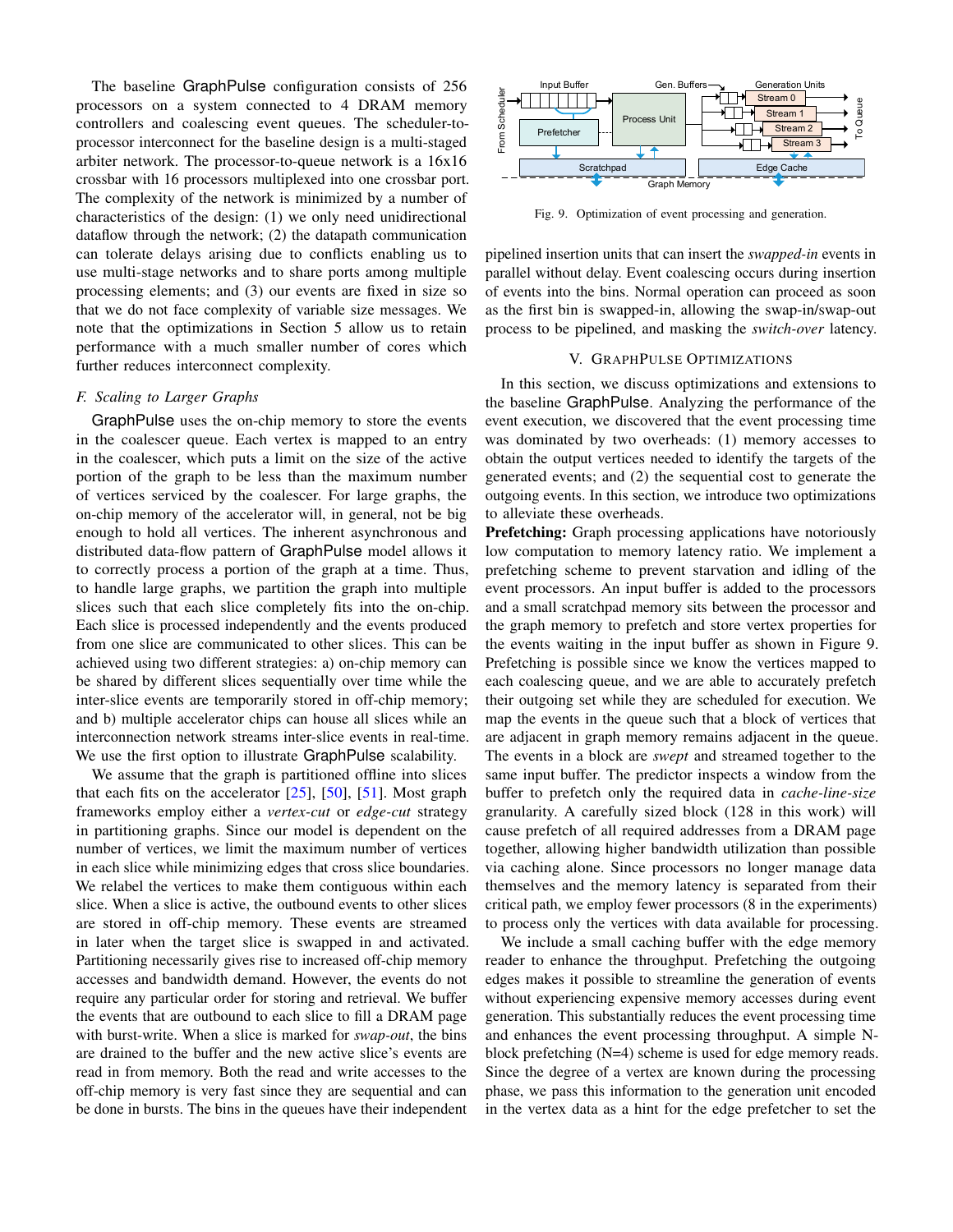The baseline GraphPulse configuration consists of 256 processors on a system connected to 4 DRAM memory controllers and coalescing event queues. The scheduler-to-processor interconnect for the baseline design is a multi-staged arbiter network. The processor-to-queue network is a 16x16 crossbar with 16 processors multiplexed into one crossbar port. The complexity of the network is minimized by a number of characteristics of the design: (1) we only need unidirectional dataflow through the network; (2) the datapath communication can tolerate delays arising due to conflicts enabling us to use multi-stage networks and to share ports among multiple processing elements; and (3) our events are fixed in size so that we do not face complexity of variable size messages. We note that the optimizations in Section 5 allow us to retain performance with a much smaller number of cores which further reduces interconnect complexity.

### *F. Scaling to Larger Graphs*

GraphPulse uses the on-chip memory to store the events in the coalescer queue. Each vertex is mapped to an entry in the coalescer, which puts a limit on the size of the active portion of the graph to be less than the maximum number of vertices serviced by the coalescer. For large graphs, the on-chip memory of the accelerator will, in general, not be big enough to hold all vertices. The inherent asynchronous and distributed data-flow pattern of GraphPulse model allows it to correctly process a portion of the graph at a time. Thus, to handle large graphs, we partition the graph into multiple slices such that each slice completely fits into the on-chip. Each slice is processed independently and the events produced from one slice are communicated to other slices. This can be achieved using two different strategies: a) on-chip memory can be shared by different slices sequentially over time while the inter-slice events are temporarily stored in off-chip memory; and b) multiple accelerator chips can house all slices while an interconnection network streams inter-slice events in real-time. We use the first option to illustrate GraphPulse scalability.

We assume that the graph is partitioned offline into slices that each fits on the accelerator [25], [50], [51]. Most graph frameworks employ either a *vertex-cut* or *edge-cut* strategy in partitioning graphs. Since our model is dependent on the number of vertices, we limit the maximum number of vertices in each slice while minimizing edges that cross slice boundaries. We relabel the vertices to make them contiguous within each slice. When a slice is active, the outbound events to other slices are stored in off-chip memory. These events are streamed in later when the target slice is swapped in and activated. Partitioning necessarily gives rise to increased off-chip memory accesses and bandwidth demand. However, the events do not require any particular order for storing and retrieval. We buffer the events that are outbound to each slice to fill a DRAM page with burst-write. When a slice is marked for *swap-out*, the bins are drained to the buffer and the new active slice's events are read in from memory. Both the read and write accesses to the off-chip memory is very fast since they are sequential and can be done in bursts. The bins in the queues have their independent pipelined insertion units that can insert the *swapped-in* events in parallel without delay. Event coalescing occurs during insertion of events into the bins. Normal operation can proceed as soon as the first bin is swapped-in, allowing the swap-in/swap-out process to be pipelined, and masking the *switch-over* latency.

Fig. 9. Optimization of event processing and generation.

## V. GraphPulse Optimizations

In this section, we discuss optimizations and extensions to the baseline GraphPulse. Analyzing the performance of the event execution, we discovered that the event processing time was dominated by two overheads: (1) memory accesses to obtain the output vertices needed to identify the targets of the generated events; and (2) the sequential cost to generate the outgoing events. In this section, we introduce two optimizations to alleviate these overheads.

**Prefetching:** Graph processing applications have notoriously low computation to memory latency ratio. We implement a prefetching scheme to prevent starvation and idling of the event processors. An input buffer is added to the processors and a small scratchpad memory sits between the processor and the graph memory to prefetch and store vertex properties for the events waiting in the input buffer as shown in Figure 9. Prefetching is possible since we know the vertices mapped to each coalescing queue, and we are able to accurately prefetch their outgoing set while they are scheduled for execution. We map the events in the queue such that a block of vertices that are adjacent in graph memory remains adjacent in the queue. The events in a block are *swept* and streamed together to the same input buffer. The predictor inspects a window from the buffer to prefetch only the required data in *cache-line-size* granularity. A carefully sized block (128 in this work) will cause prefetch of all required addresses from a DRAM page together, allowing higher bandwidth utilization than possible via caching alone. Since processors no longer manage data themselves and the memory latency is separated from their critical path, we employ fewer processors (8 in the experiments) to process only the vertices with data available for processing.

We include a small caching buffer with the edge memory reader to enhance the throughput. Prefetching the outgoing edges makes it possible to streamline the generation of events without experiencing expensive memory accesses during event generation. This substantially reduces the event processing time and enhances the event processing throughput. A simple N-block prefetching (N=4) scheme is used for edge memory reads. Since the degree of a vertex are known during the processing phase, we pass this information to the generation unit encoded in the vertex data as a hint for the edge prefetcher to set the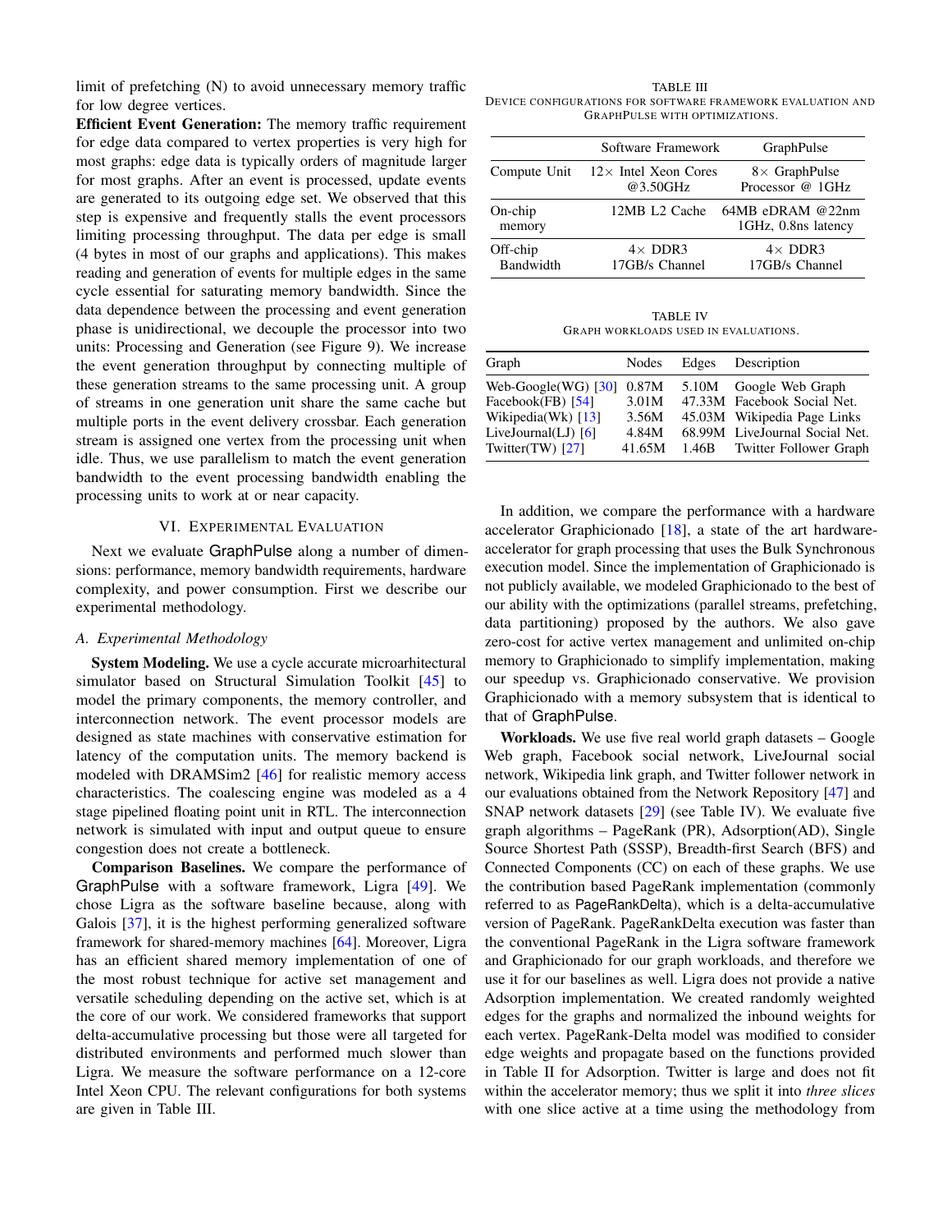limit of prefetching (N) to avoid unnecessary memory traffic for low degree vertices.

**Efficient Event Generation:** The memory traffic requirement for edge data compared to vertex properties is very high for most graphs: edge data is typically orders of magnitude larger for most graphs. After an event is processed, update events are generated to its outgoing edge set. We observed that this step is expensive and frequently stalls the event processors limiting processing throughput. The data per edge is small (4 bytes in most of our graphs and applications). This makes reading and generation of events for multiple edges in the same cycle essential for saturating memory bandwidth. Since the data dependence between the processing and event generation phase is unidirectional, we decouple the processor into two units: Processing and Generation (see Figure 9). We increase the event generation throughput by connecting multiple of these generation streams to the same processing unit. A group of streams in one generation unit share the same cache but multiple ports in the event delivery crossbar. Each generation stream is assigned one vertex from the processing unit when idle. Thus, we use parallelism to match the event generation bandwidth to the event processing bandwidth enabling the processing units to work at or near capacity.

## VI. Experimental Evaluation

Next we evaluate GraphPulse along a number of dimensions: performance, memory bandwidth requirements, hardware complexity, and power consumption. First we describe our experimental methodology.

### A. Experimental Methodology

**System Modeling.** We use a cycle accurate microarhitectural simulator based on Structural Simulation Toolkit [45] to model the primary components, the memory controller, and interconnection network. The event processor models are designed as state machines with conservative estimation for latency of the computation units. The memory backend is modeled with DRAMSim2 [46] for realistic memory access characteristics. The coalescing engine was modeled as a 4 stage pipelined floating point unit in RTL. The interconnection network is simulated with input and output queue to ensure congestion does not create a bottleneck.

**Comparison Baselines.** We compare the performance of GraphPulse with a software framework, Ligra [49]. We chose Ligra as the software baseline because, along with Galois [37], it is the highest performing generalized software framework for shared-memory machines [64]. Moreover, Ligra has an efficient shared memory implementation of one of the most robust technique for active set management and versatile scheduling depending on the active set, which is at the core of our work. We considered frameworks that support delta-accumulative processing but those were all targeted for distributed environments and performed much slower than Ligra. We measure the software performance on a 12-core Intel Xeon CPU. The relevant configurations for both systems are given in Table III.

TABLE III
Device configurations for software framework evaluation and GraphPulse with optimizations.

| | Software Framework | GraphPulse |
|---|---|---|
| Compute Unit | 12× Intel Xeon Cores @3.50GHz | 8× GraphPulse Processor @ 1GHz |
| On-chip memory | 12MB L2 Cache | 64MB eDRAM @22nm 1GHz, 0.8ns latency |
| Off-chip Bandwidth | 4× DDR3 17GB/s Channel | 4× DDR3 17GB/s Channel |

TABLE IV
Graph workloads used in evaluations.

| Graph | Nodes | Edges | Description |
|---|---|---|---|
| Web-Google(WG) [30] | 0.87M | 5.10M | Google Web Graph |
| Facebook(FB) [54] | 3.01M | 47.33M | Facebook Social Net. |
| Wikipedia(Wk) [13] | 3.56M | 45.03M | Wikipedia Page Links |
| LiveJournal(LJ) [6] | 4.84M | 68.99M | LiveJournal Social Net. |
| Twitter(TW) [27] | 41.65M | 1.46B | Twitter Follower Graph |

In addition, we compare the performance with a hardware accelerator Graphicionado [18], a state of the art hardware-accelerator for graph processing that uses the Bulk Synchronous execution model. Since the implementation of Graphicionado is not publicly available, we modeled Graphicionado to the best of our ability with the optimizations (parallel streams, prefetching, data partitioning) proposed by the authors. We also gave zero-cost for active vertex management and unlimited on-chip memory to Graphicionado to simplify implementation, making our speedup vs. Graphicionado conservative. We provision Graphicionado with a memory subsystem that is identical to that of GraphPulse.

**Workloads.** We use five real world graph datasets – Google Web graph, Facebook social network, LiveJournal social network, Wikipedia link graph, and Twitter follower network in our evaluations obtained from the Network Repository [47] and SNAP network datasets [29] (see Table IV). We evaluate five graph algorithms – PageRank (PR), Adsorption(AD), Single Source Shortest Path (SSSP), Breadth-first Search (BFS) and Connected Components (CC) on each of these graphs. We use the contribution based PageRank implementation (commonly referred to as PageRankDelta), which is a delta-accumulative version of PageRank. PageRankDelta execution was faster than the conventional PageRank in the Ligra software framework and Graphicionado for our graph workloads, and therefore we use it for our baselines as well. Ligra does not provide a native Adsorption implementation. We created randomly weighted edges for the graphs and normalized the inbound weights for each vertex. PageRank-Delta model was modified to consider edge weights and propagate based on the functions provided in Table II for Adsorption. Twitter is large and does not fit within the accelerator memory; thus we split it into *three slices* with one slice active at a time using the methodology from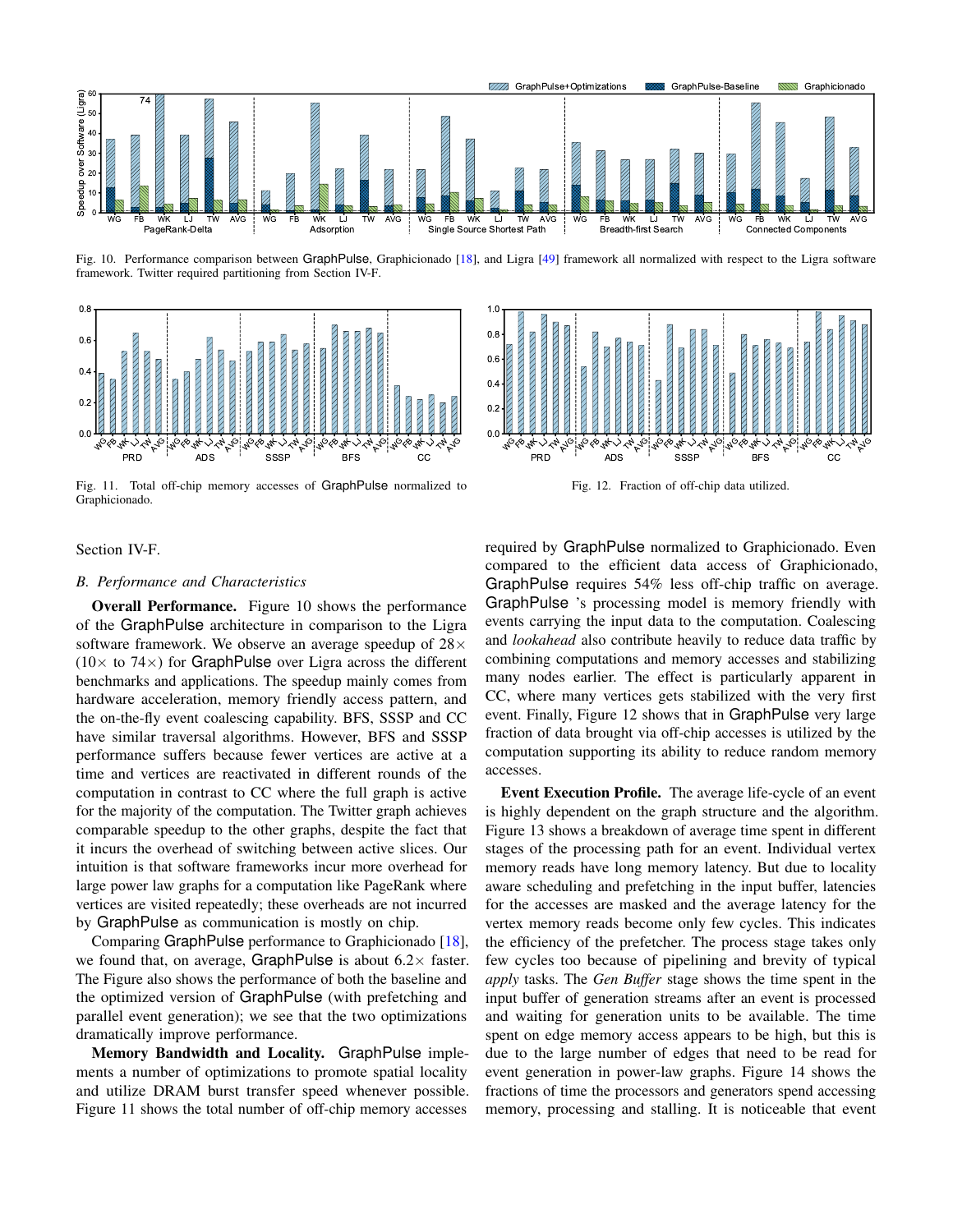Fig. 10. Performance comparison between GraphPulse, Graphicionado [18], and Ligra [49] framework all normalized with respect to the Ligra software framework. Twitter required partitioning from Section IV-F.

Fig. 11. Total off-chip memory accesses of GraphPulse normalized to Graphicionado.

Fig. 12. Fraction of off-chip data utilized.

Section IV-F.

### *B. Performance and Characteristics*

**Overall Performance.** Figure 10 shows the performance of the GraphPulse architecture in comparison to the Ligra software framework. We observe an average speedup of 28$\times$ (10$\times$ to 74$\times$) for GraphPulse over Ligra across the different benchmarks and applications. The speedup mainly comes from hardware acceleration, memory friendly access pattern, and the on-the-fly event coalescing capability. BFS, SSSP and CC have similar traversal algorithms. However, BFS and SSSP performance suffers because fewer vertices are active at a time and vertices are reactivated in different rounds of the computation in contrast to CC where the full graph is active for the majority of the computation. The Twitter graph achieves comparable speedup to the other graphs, despite the fact that it incurs the overhead of switching between active slices. Our intuition is that software frameworks incur more overhead for large power law graphs for a computation like PageRank where vertices are visited repeatedly; these overheads are not incurred by GraphPulse as communication is mostly on chip.

Comparing GraphPulse performance to Graphicionado [18], we found that, on average, GraphPulse is about 6.2$\times$ faster. The Figure also shows the performance of both the baseline and the optimized version of GraphPulse (with prefetching and parallel event generation); we see that the two optimizations dramatically improve performance.

**Memory Bandwidth and Locality.** GraphPulse implements a number of optimizations to promote spatial locality and utilize DRAM burst transfer speed whenever possible. Figure 11 shows the total number of off-chip memory accesses required by GraphPulse normalized to Graphicionado. Even compared to the efficient data access of Graphicionado, GraphPulse requires 54% less off-chip traffic on average. GraphPulse 's processing model is memory friendly with events carrying the input data to the computation. Coalescing and *lookahead* also contribute heavily to reduce data traffic by combining computations and memory accesses and stabilizing many nodes earlier. The effect is particularly apparent in CC, where many vertices gets stabilized with the very first event. Finally, Figure 12 shows that in GraphPulse very large fraction of data brought via off-chip accesses is utilized by the computation supporting its ability to reduce random memory accesses.

**Event Execution Profile.** The average life-cycle of an event is highly dependent on the graph structure and the algorithm. Figure 13 shows a breakdown of average time spent in different stages of the processing path for an event. Individual vertex memory reads have long memory latency. But due to locality aware scheduling and prefetching in the input buffer, latencies for the accesses are masked and the average latency for the vertex memory reads become only few cycles. This indicates the efficiency of the prefetcher. The process stage takes only few cycles too because of pipelining and brevity of typical *apply* tasks. The *Gen Buffer* stage shows the time spent in the input buffer of generation streams after an event is processed and waiting for generation units to be available. The time spent on edge memory access appears to be high, but this is due to the large number of edges that need to be read for event generation in power-law graphs. Figure 14 shows the fractions of time the processors and generators spend accessing memory, processing and stalling. It is noticeable that event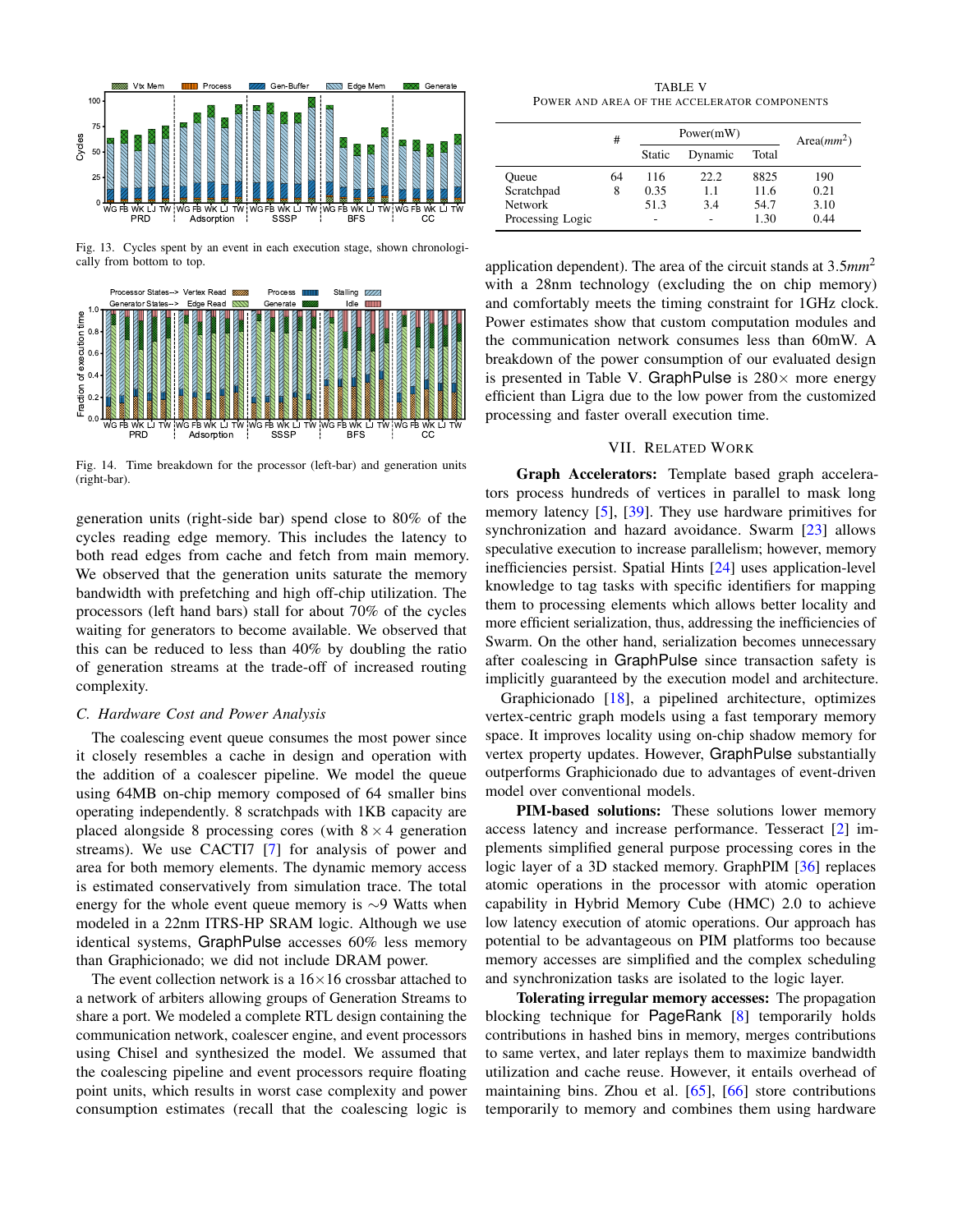Fig. 13. Cycles spent by an event in each execution stage, shown chronologically from bottom to top.

Fig. 14. Time breakdown for the processor (left-bar) and generation units (right-bar).

generation units (right-side bar) spend close to 80% of the cycles reading edge memory. This includes the latency to both read edges from cache and fetch from main memory. We observed that the generation units saturate the memory bandwidth with prefetching and high off-chip utilization. The processors (left hand bars) stall for about 70% of the cycles waiting for generators to become available. We observed that this can be reduced to less than 40% by doubling the ratio of generation streams at the trade-off of increased routing complexity.

### C. Hardware Cost and Power Analysis

The coalescing event queue consumes the most power since it closely resembles a cache in design and operation with the addition of a coalescer pipeline. We model the queue using 64MB on-chip memory composed of 64 smaller bins operating independently. 8 scratchpads with 1KB capacity are placed alongside 8 processing cores (with $8 \times 4$ generation streams). We use CACTI7 [7] for analysis of power and area for both memory elements. The dynamic memory access is estimated conservatively from simulation trace. The total energy for the whole event queue memory is $\sim$9 Watts when modeled in a 22nm ITRS-HP SRAM logic. Although we use identical systems, GraphPulse accesses 60% less memory than Graphicionado; we did not include DRAM power.

The event collection network is a $16 \times 16$ crossbar attached to a network of arbiters allowing groups of Generation Streams to share a port. We modeled a complete RTL design containing the communication network, coalescer engine, and event processors using Chisel and synthesized the model. We assumed that the coalescing pipeline and event processors require floating point units, which results in worst case complexity and power consumption estimates (recall that the coalescing logic is application dependent). The area of the circuit stands at 3.5$mm^2$ with a 28nm technology (excluding the on chip memory) and comfortably meets the timing constraint for 1GHz clock. Power estimates show that custom computation modules and the communication network consumes less than 60mW. A breakdown of the power consumption of our evaluated design is presented in Table V. GraphPulse is $280\times$ more energy efficient than Ligra due to the low power from the customized processing and faster overall execution time.

TABLE V
Power and area of the accelerator components

| | # | Power(mW) | | | Area($mm^2$) |
|---|---|---|---|---|---|
| | | Static | Dynamic | Total | |
| Queue | 64 | 116 | 22.2 | 8825 | 190 |
| Scratchpad | 8 | 0.35 | 1.1 | 11.6 | 0.21 |
| Network | | 51.3 | 3.4 | 54.7 | 3.10 |
| Processing Logic | | - | - | 1.30 | 0.44 |

## VII. Related Work

**Graph Accelerators:** Template based graph accelerators process hundreds of vertices in parallel to mask long memory latency [5], [39]. They use hardware primitives for synchronization and hazard avoidance. Swarm [23] allows speculative execution to increase parallelism; however, memory inefficiencies persist. Spatial Hints [24] uses application-level knowledge to tag tasks with specific identifiers for mapping them to processing elements which allows better locality and more efficient serialization, thus, addressing the inefficiencies of Swarm. On the other hand, serialization becomes unnecessary after coalescing in GraphPulse since transaction safety is implicitly guaranteed by the execution model and architecture.

Graphicionado [18], a pipelined architecture, optimizes vertex-centric graph models using a fast temporary memory space. It improves locality using on-chip shadow memory for vertex property updates. However, GraphPulse substantially outperforms Graphicionado due to advantages of event-driven model over conventional models.

**PIM-based solutions:** These solutions lower memory access latency and increase performance. Tesseract [2] implements simplified general purpose processing cores in the logic layer of a 3D stacked memory. GraphPIM [36] replaces atomic operations in the processor with atomic operation capability in Hybrid Memory Cube (HMC) 2.0 to achieve low latency execution of atomic operations. Our approach has potential to be advantageous on PIM platforms too because memory accesses are simplified and the complex scheduling and synchronization tasks are isolated to the logic layer.

**Tolerating irregular memory accesses:** The propagation blocking technique for PageRank [8] temporarily holds contributions in hashed bins in memory, merges contributions to same vertex, and later replays them to maximize bandwidth utilization and cache reuse. However, it entails overhead of maintaining bins. Zhou et al. [65], [66] store contributions temporarily to memory and combines them using hardware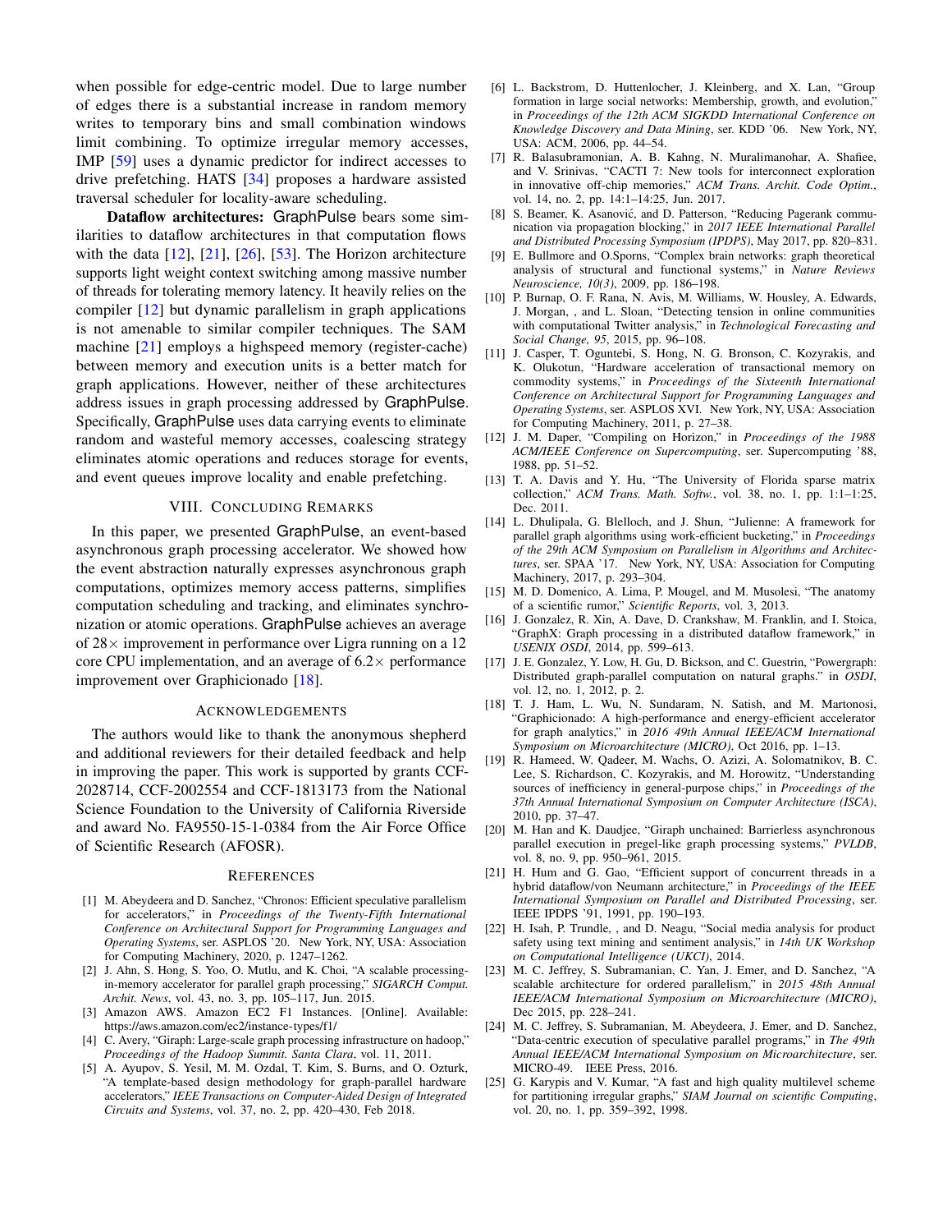when possible for edge-centric model. Due to large number of edges there is a substantial increase in random memory writes to temporary bins and small combination windows limit combining. To optimize irregular memory accesses, IMP [59] uses a dynamic predictor for indirect accesses to drive prefetching. HATS [34] proposes a hardware assisted traversal scheduler for locality-aware scheduling.

**Dataflow architectures:** GraphPulse bears some similarities to dataflow architectures in that computation flows with the data [12], [21], [26], [53]. The Horizon architecture supports light weight context switching among massive number of threads for tolerating memory latency. It heavily relies on the compiler [12] but dynamic parallelism in graph applications is not amenable to similar compiler techniques. The SAM machine [21] employs a highspeed memory (register-cache) between memory and execution units is a better match for graph applications. However, neither of these architectures address issues in graph processing addressed by GraphPulse. Specifically, GraphPulse uses data carrying events to eliminate random and wasteful memory accesses, coalescing strategy eliminates atomic operations and reduces storage for events, and event queues improve locality and enable prefetching.

## VIII. Concluding Remarks

In this paper, we presented GraphPulse, an event-based asynchronous graph processing accelerator. We showed how the event abstraction naturally expresses asynchronous graph computations, optimizes memory access patterns, simplifies computation scheduling and tracking, and eliminates synchronization or atomic operations. GraphPulse achieves an average of 28× improvement in performance over Ligra running on a 12 core CPU implementation, and an average of 6.2× performance improvement over Graphicionado [18].

## Acknowledgements

The authors would like to thank the anonymous shepherd and additional reviewers for their detailed feedback and help in improving the paper. This work is supported by grants CCF-2028714, CCF-2002554 and CCF-1813173 from the National Science Foundation to the University of California Riverside and award No. FA9550-15-1-0384 from the Air Force Office of Scientific Research (AFOSR).

## References

[1] M. Abeydeera and D. Sanchez, "Chronos: Efficient speculative parallelism for accelerators," in *Proceedings of the Twenty-Fifth International Conference on Architectural Support for Programming Languages and Operating Systems*, ser. ASPLOS '20. New York, NY, USA: Association for Computing Machinery, 2020, p. 1247–1262.

[2] J. Ahn, S. Hong, S. Yoo, O. Mutlu, and K. Choi, "A scalable processing-in-memory accelerator for parallel graph processing," *SIGARCH Comput. Archit. News*, vol. 43, no. 3, pp. 105–117, Jun. 2015.

[3] Amazon AWS. Amazon EC2 F1 Instances. [Online]. Available: https://aws.amazon.com/ec2/instance-types/f1/

[4] C. Avery, "Giraph: Large-scale graph processing infrastructure on hadoop," *Proceedings of the Hadoop Summit. Santa Clara*, vol. 11, 2011.

[5] A. Ayupov, S. Yesil, M. M. Ozdal, T. Kim, S. Burns, and O. Ozturk, "A template-based design methodology for graph-parallel hardware accelerators," *IEEE Transactions on Computer-Aided Design of Integrated Circuits and Systems*, vol. 37, no. 2, pp. 420–430, Feb 2018.

[6] L. Backstrom, D. Huttenlocher, J. Kleinberg, and X. Lan, "Group formation in large social networks: Membership, growth, and evolution," in *Proceedings of the 12th ACM SIGKDD International Conference on Knowledge Discovery and Data Mining*, ser. KDD '06. New York, NY, USA: ACM, 2006, pp. 44–54.

[7] R. Balasubramonian, A. B. Kahng, N. Muralimanohar, A. Shafiee, and V. Srinivas, "CACTI 7: New tools for interconnect exploration in innovative off-chip memories," *ACM Trans. Archit. Code Optim.*, vol. 14, no. 2, pp. 14:1–14:25, Jun. 2017.

[8] S. Beamer, K. Asanović, and D. Patterson, "Reducing Pagerank communication via propagation blocking," in *2017 IEEE International Parallel and Distributed Processing Symposium (IPDPS)*, May 2017, pp. 820–831.

[9] E. Bullmore and O.Sporns, "Complex brain networks: graph theoretical analysis of structural and functional systems," in *Nature Reviews Neuroscience, 10(3)*, 2009, pp. 186–198.

[10] P. Burnap, O. F. Rana, N. Avis, M. Williams, W. Housley, A. Edwards, J. Morgan, , and L. Sloan, "Detecting tension in online communities with computational Twitter analysis," in *Technological Forecasting and Social Change, 95*, 2015, pp. 96–108.

[11] J. Casper, T. Oguntebi, S. Hong, N. G. Bronson, C. Kozyrakis, and K. Olukotun, "Hardware acceleration of transactional memory on commodity systems," in *Proceedings of the Sixteenth International Conference on Architectural Support for Programming Languages and Operating Systems*, ser. ASPLOS XVI. New York, NY, USA: Association for Computing Machinery, 2011, p. 27–38.

[12] J. M. Daper, "Compiling on Horizon," in *Proceedings of the 1988 ACM/IEEE Conference on Supercomputing*, ser. Supercomputing '88, 1988, pp. 51–52.

[13] T. A. Davis and Y. Hu, "The University of Florida sparse matrix collection," *ACM Trans. Math. Softw.*, vol. 38, no. 1, pp. 1:1–1:25, Dec. 2011.

[14] L. Dhulipala, G. Blelloch, and J. Shun, "Julienne: A framework for parallel graph algorithms using work-efficient bucketing," in *Proceedings of the 29th ACM Symposium on Parallelism in Algorithms and Architectures*, ser. SPAA '17. New York, NY, USA: Association for Computing Machinery, 2017, p. 293–304.

[15] M. D. Domenico, A. Lima, P. Mougel, and M. Musolesi, "The anatomy of a scientific rumor," *Scientific Reports*, vol. 3, 2013.

[16] J. Gonzalez, R. Xin, A. Dave, D. Crankshaw, M. Franklin, and I. Stoica, "GraphX: Graph processing in a distributed dataflow framework," in *USENIX OSDI*, 2014, pp. 599–613.

[17] J. E. Gonzalez, Y. Low, H. Gu, D. Bickson, and C. Guestrin, "Powergraph: Distributed graph-parallel computation on natural graphs." in *OSDI*, vol. 12, no. 1, 2012, p. 2.

[18] T. J. Ham, L. Wu, N. Sundaram, N. Satish, and M. Martonosi, "Graphicionado: A high-performance and energy-efficient accelerator for graph analytics," in *2016 49th Annual IEEE/ACM International Symposium on Microarchitecture (MICRO)*, Oct 2016, pp. 1–13.

[19] R. Hameed, W. Qadeer, M. Wachs, O. Azizi, A. Solomatnikov, B. C. Lee, S. Richardson, C. Kozyrakis, and M. Horowitz, "Understanding sources of inefficiency in general-purpose chips," in *Proceedings of the 37th Annual International Symposium on Computer Architecture (ISCA)*, 2010, pp. 37–47.

[20] M. Han and K. Daudjee, "Giraph unchained: Barrierless asynchronous parallel execution in pregel-like graph processing systems," *PVLDB*, vol. 8, no. 9, pp. 950–961, 2015.

[21] H. Hum and G. Gao, "Efficient support of concurrent threads in a hybrid dataflow/von Neumann architecture," in *Proceedings of the IEEE International Symposium on Parallel and Distributed Processing*, ser. IEEE IPDPS '91, 1991, pp. 190–193.

[22] H. Isah, P. Trundle, , and D. Neagu, "Social media analysis for product safety using text mining and sentiment analysis," in *14th UK Workshop on Computational Intelligence (UKCI)*, 2014.

[23] M. C. Jeffrey, S. Subramanian, C. Yan, J. Emer, and D. Sanchez, "A scalable architecture for ordered parallelism," in *2015 48th Annual IEEE/ACM International Symposium on Microarchitecture (MICRO)*, Dec 2015, pp. 228–241.

[24] M. C. Jeffrey, S. Subramanian, M. Abeydeera, J. Emer, and D. Sanchez, "Data-centric execution of speculative parallel programs," in *The 49th Annual IEEE/ACM International Symposium on Microarchitecture*, ser. MICRO-49. IEEE Press, 2016.

[25] G. Karypis and V. Kumar, "A fast and high quality multilevel scheme for partitioning irregular graphs," *SIAM Journal on scientific Computing*, vol. 20, no. 1, pp. 359–392, 1998.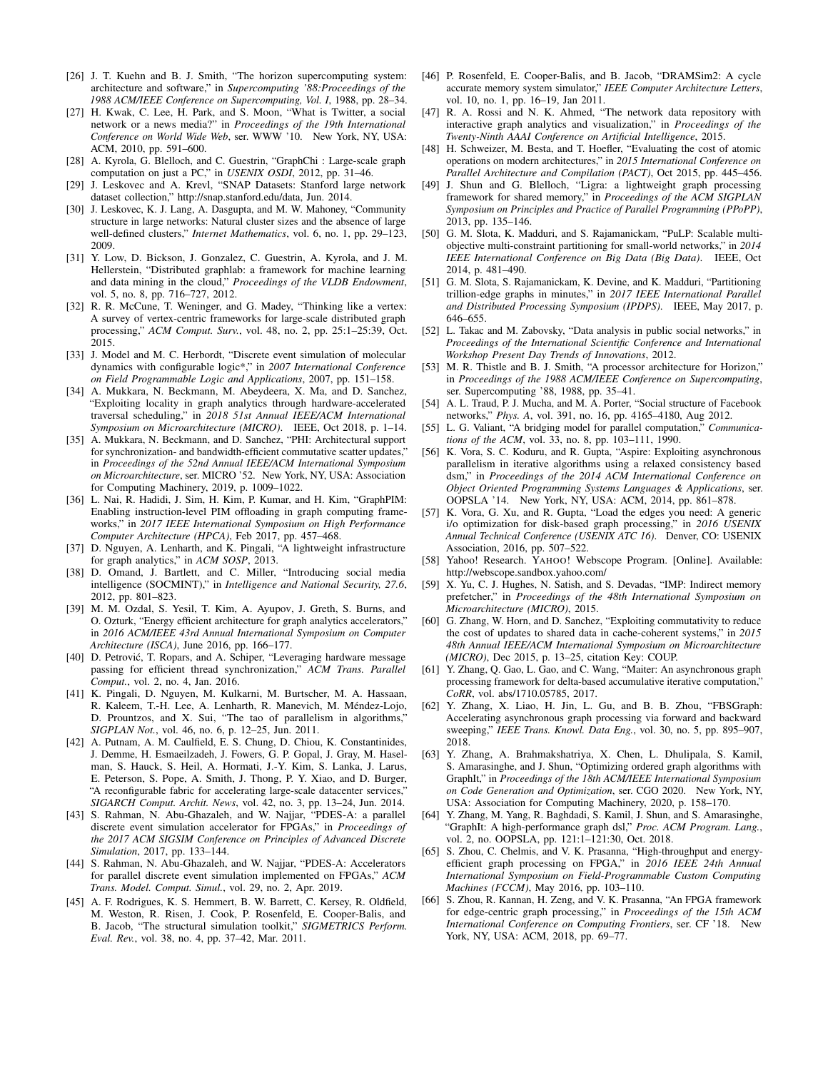[26] J. T. Kuehn and B. J. Smith, "The horizon supercomputing system: architecture and software," in *Supercomputing '88:Proceedings of the 1988 ACM/IEEE Conference on Supercomputing, Vol. I*, 1988, pp. 28–34.

[27] H. Kwak, C. Lee, H. Park, and S. Moon, "What is Twitter, a social network or a news media?" in *Proceedings of the 19th International Conference on World Wide Web*, ser. WWW '10. New York, NY, USA: ACM, 2010, pp. 591–600.

[28] A. Kyrola, G. Blelloch, and C. Guestrin, "GraphChi : Large-scale graph computation on just a PC," in *USENIX OSDI*, 2012, pp. 31–46.

[29] J. Leskovec and A. Krevl, "SNAP Datasets: Stanford large network dataset collection," http://snap.stanford.edu/data, Jun. 2014.

[30] J. Leskovec, K. J. Lang, A. Dasgupta, and M. W. Mahoney, "Community structure in large networks: Natural cluster sizes and the absence of large well-defined clusters," *Internet Mathematics*, vol. 6, no. 1, pp. 29–123, 2009.

[31] Y. Low, D. Bickson, J. Gonzalez, C. Guestrin, A. Kyrola, and J. M. Hellerstein, "Distributed graphlab: a framework for machine learning and data mining in the cloud," *Proceedings of the VLDB Endowment*, vol. 5, no. 8, pp. 716–727, 2012.

[32] R. R. McCune, T. Weninger, and G. Madey, "Thinking like a vertex: A survey of vertex-centric frameworks for large-scale distributed graph processing," *ACM Comput. Surv.*, vol. 48, no. 2, pp. 25:1–25:39, Oct. 2015.

[33] J. Model and M. C. Herbordt, "Discrete event simulation of molecular dynamics with configurable logic*," in *2007 International Conference on Field Programmable Logic and Applications*, 2007, pp. 151–158.

[34] A. Mukkara, N. Beckmann, M. Abeydeera, X. Ma, and D. Sanchez, "Exploiting locality in graph analytics through hardware-accelerated traversal scheduling," in *2018 51st Annual IEEE/ACM International Symposium on Microarchitecture (MICRO)*. IEEE, Oct 2018, p. 1–14.

[35] A. Mukkara, N. Beckmann, and D. Sanchez, "PHI: Architectural support for synchronization- and bandwidth-efficient commutative scatter updates," in *Proceedings of the 52nd Annual IEEE/ACM International Symposium on Microarchitecture*, ser. MICRO '52. New York, NY, USA: Association for Computing Machinery, 2019, p. 1009–1022.

[36] L. Nai, R. Hadidi, J. Sim, H. Kim, P. Kumar, and H. Kim, "GraphPIM: Enabling instruction-level PIM offloading in graph computing frameworks," in *2017 IEEE International Symposium on High Performance Computer Architecture (HPCA)*, Feb 2017, pp. 457–468.

[37] D. Nguyen, A. Lenharth, and K. Pingali, "A lightweight infrastructure for graph analytics," in *ACM SOSP*, 2013.

[38] D. Omand, J. Bartlett, and C. Miller, "Introducing social media intelligence (SOCMINT)," in *Intelligence and National Security, 27.6*, 2012, pp. 801–823.

[39] M. M. Ozdal, S. Yesil, T. Kim, A. Ayupov, J. Greth, S. Burns, and O. Ozturk, "Energy efficient architecture for graph analytics accelerators," in *2016 ACM/IEEE 43rd Annual International Symposium on Computer Architecture (ISCA)*, June 2016, pp. 166–177.

[40] D. Petrović, T. Ropars, and A. Schiper, "Leveraging hardware message passing for efficient thread synchronization," *ACM Trans. Parallel Comput.*, vol. 2, no. 4, Jan. 2016.

[41] K. Pingali, D. Nguyen, M. Kulkarni, M. Burtscher, M. A. Hassaan, R. Kaleem, T.-H. Lee, A. Lenharth, R. Manevich, M. Méndez-Lojo, D. Prountzos, and X. Sui, "The tao of parallelism in algorithms," *SIGPLAN Not.*, vol. 46, no. 6, p. 12–25, Jun. 2011.

[42] A. Putnam, A. M. Caulfield, E. S. Chung, D. Chiou, K. Constantinides, J. Demme, H. Esmaeilzadeh, J. Fowers, G. P. Gopal, J. Gray, M. Haselman, S. Hauck, S. Heil, A. Hormati, J.-Y. Kim, S. Lanka, J. Larus, E. Peterson, S. Pope, A. Smith, J. Thong, P. Y. Xiao, and D. Burger, "A reconfigurable fabric for accelerating large-scale datacenter services," *SIGARCH Comput. Archit. News*, vol. 42, no. 3, pp. 13–24, Jun. 2014.

[43] S. Rahman, N. Abu-Ghazaleh, and W. Najjar, "PDES-A: a parallel discrete event simulation accelerator for FPGAs," in *Proceedings of the 2017 ACM SIGSIM Conference on Principles of Advanced Discrete Simulation*, 2017, pp. 133–144.

[44] S. Rahman, N. Abu-Ghazaleh, and W. Najjar, "PDES-A: Accelerators for parallel discrete event simulation implemented on FPGAs," *ACM Trans. Model. Comput. Simul.*, vol. 29, no. 2, Apr. 2019.

[45] A. F. Rodrigues, K. S. Hemmert, B. W. Barrett, C. Kersey, R. Oldfield, M. Weston, R. Risen, J. Cook, P. Rosenfeld, E. Cooper-Balis, and B. Jacob, "The structural simulation toolkit," *SIGMETRICS Perform. Eval. Rev.*, vol. 38, no. 4, pp. 37–42, Mar. 2011.

[46] P. Rosenfeld, E. Cooper-Balis, and B. Jacob, "DRAMSim2: A cycle accurate memory system simulator," *IEEE Computer Architecture Letters*, vol. 10, no. 1, pp. 16–19, Jan 2011.

[47] R. A. Rossi and N. K. Ahmed, "The network data repository with interactive graph analytics and visualization," in *Proceedings of the Twenty-Ninth AAAI Conference on Artificial Intelligence*, 2015.

[48] H. Schweizer, M. Besta, and T. Hoefler, "Evaluating the cost of atomic operations on modern architectures," in *2015 International Conference on Parallel Architecture and Compilation (PACT)*, Oct 2015, pp. 445–456.

[49] J. Shun and G. Blelloch, "Ligra: a lightweight graph processing framework for shared memory," in *Proceedings of the ACM SIGPLAN Symposium on Principles and Practice of Parallel Programming (PPoPP)*, 2013, pp. 135–146.

[50] G. M. Slota, K. Madduri, and S. Rajamanickam, "PuLP: Scalable multi-objective multi-constraint partitioning for small-world networks," in *2014 IEEE International Conference on Big Data (Big Data)*. IEEE, Oct 2014, p. 481–490.

[51] G. M. Slota, S. Rajamanickam, K. Devine, and K. Madduri, "Partitioning trillion-edge graphs in minutes," in *2017 IEEE International Parallel and Distributed Processing Symposium (IPDPS)*. IEEE, May 2017, p. 646–655.

[52] L. Takac and M. Zabovsky, "Data analysis in public social networks," in *Proceedings of the International Scientific Conference and International Workshop Present Day Trends of Innovations*, 2012.

[53] M. R. Thistle and B. J. Smith, "A processor architecture for Horizon," in *Proceedings of the 1988 ACM/IEEE Conference on Supercomputing*, ser. Supercomputing '88, 1988, pp. 35–41.

[54] A. L. Traud, P. J. Mucha, and M. A. Porter, "Social structure of Facebook networks," *Phys. A*, vol. 391, no. 16, pp. 4165–4180, Aug 2012.

[55] L. G. Valiant, "A bridging model for parallel computation," *Communications of the ACM*, vol. 33, no. 8, pp. 103–111, 1990.

[56] K. Vora, S. C. Koduru, and R. Gupta, "Aspire: Exploiting asynchronous parallelism in iterative algorithms using a relaxed consistency based dsm," in *Proceedings of the 2014 ACM International Conference on Object Oriented Programming Systems Languages & Applications*, ser. OOPSLA '14. New York, NY, USA: ACM, 2014, pp. 861–878.

[57] K. Vora, G. Xu, and R. Gupta, "Load the edges you need: A generic i/o optimization for disk-based graph processing," in *2016 USENIX Annual Technical Conference (USENIX ATC 16)*. Denver, CO: USENIX Association, 2016, pp. 507–522.

[58] Yahoo! Research. YAHOO! Webscope Program. [Online]. Available: http://webscope.sandbox.yahoo.com/

[59] X. Yu, C. J. Hughes, N. Satish, and S. Devadas, "IMP: Indirect memory prefetcher," in *Proceedings of the 48th International Symposium on Microarchitecture (MICRO)*, 2015.

[60] G. Zhang, W. Horn, and D. Sanchez, "Exploiting commutativity to reduce the cost of updates to shared data in cache-coherent systems," in *2015 48th Annual IEEE/ACM International Symposium on Microarchitecture (MICRO)*, Dec 2015, p. 13–25, citation Key: COUP.

[61] Y. Zhang, Q. Gao, L. Gao, and C. Wang, "Maiter: An asynchronous graph processing framework for delta-based accumulative iterative computation," *CoRR*, vol. abs/1710.05785, 2017.

[62] Y. Zhang, X. Liao, H. Jin, L. Gu, and B. B. Zhou, "FBSGraph: Accelerating asynchronous graph processing via forward and backward sweeping," *IEEE Trans. Knowl. Data Eng.*, vol. 30, no. 5, pp. 895–907, 2018.

[63] Y. Zhang, A. Brahmakshatriya, X. Chen, L. Dhulipala, S. Kamil, S. Amarasinghe, and J. Shun, "Optimizing ordered graph algorithms with GraphIt," in *Proceedings of the 18th ACM/IEEE International Symposium on Code Generation and Optimization*, ser. CGO 2020. New York, NY, USA: Association for Computing Machinery, 2020, p. 158–170.

[64] Y. Zhang, M. Yang, R. Baghdadi, S. Kamil, J. Shun, and S. Amarasinghe, "GraphIt: A high-performance graph dsl," *Proc. ACM Program. Lang.*, vol. 2, no. OOPSLA, pp. 121:1–121:30, Oct. 2018.

[65] S. Zhou, C. Chelmis, and V. K. Prasanna, "High-throughput and energy-efficient graph processing on FPGA," in *2016 IEEE 24th Annual International Symposium on Field-Programmable Custom Computing Machines (FCCM)*, May 2016, pp. 103–110.

[66] S. Zhou, R. Kannan, H. Zeng, and V. K. Prasanna, "An FPGA framework for edge-centric graph processing," in *Proceedings of the 15th ACM International Conference on Computing Frontiers*, ser. CF '18. New York, NY, USA: ACM, 2018, pp. 69–77.